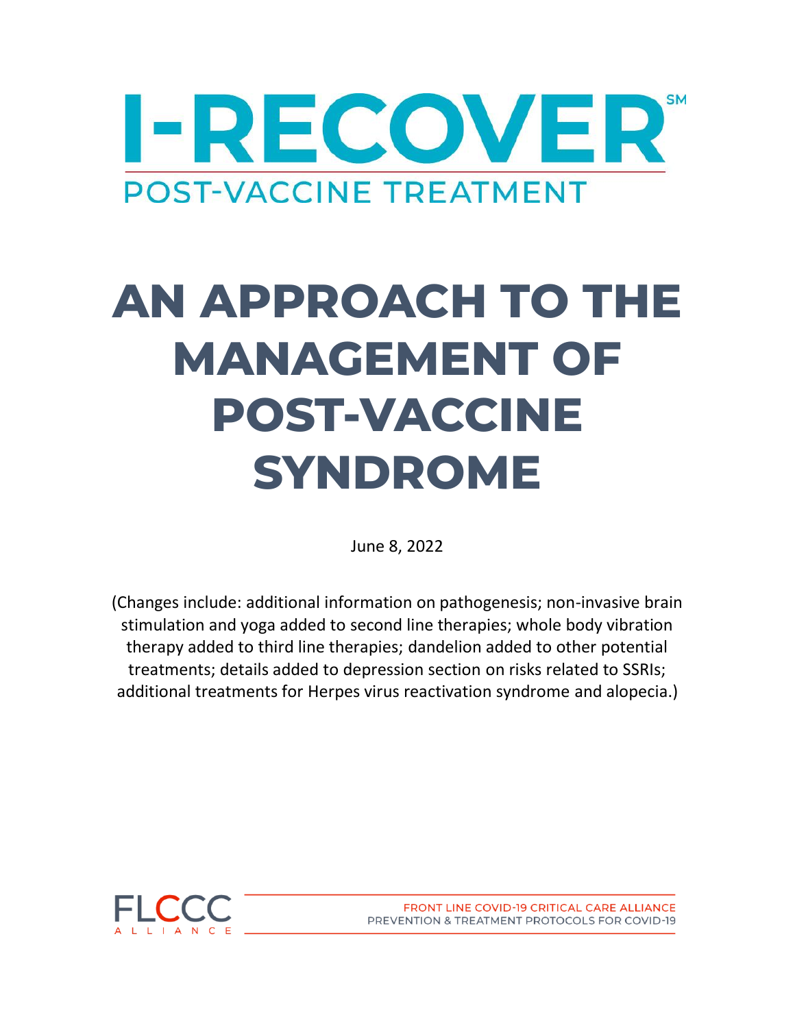# I-RECOVER[SM]

## POST-VACCINE TREATMENT

# AN APPROACH TO THE MANAGEMENT OF POST-VACCINE SYNDROME

June 8, 2022

(Changes include: additional information on pathogenesis; non-invasive brain stimulation and yoga added to second line therapies; whole body vibration therapy added to third line therapies; dandelion added to other potential treatments; details added to depression section on risks related to SSRIs; additional treatments for Herpes virus reactivation syndrome and alopecia.)

FLCCC ALLIANCE

FRONT LINE COVID-19 CRITICAL CARE ALLIANCE
PREVENTION & TREATMENT PROTOCOLS FOR COVID-19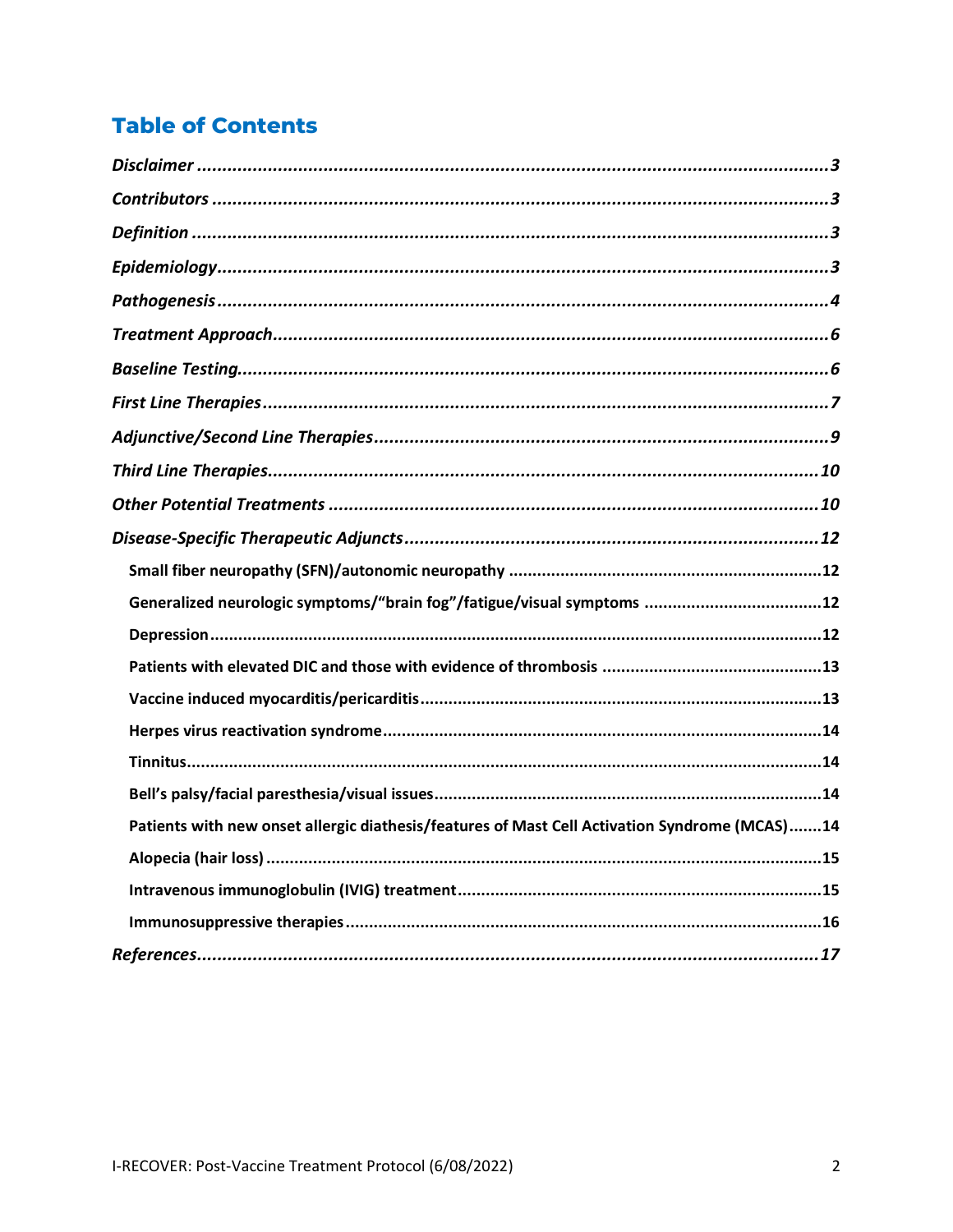## Table of Contents

*Disclaimer* ........................................................ *3*

*Contributors* ........................................................ *3*

*Definition* ........................................................ *3*

*Epidemiology* ........................................................ *3*

*Pathogenesis* ........................................................ *4*

*Treatment Approach* ........................................................ *6*

*Baseline Testing* ........................................................ *6*

*First Line Therapies* ........................................................ *7*

*Adjunctive/Second Line Therapies* ........................................................ *9*

*Third Line Therapies* ........................................................ *10*

*Other Potential Treatments* ........................................................ *10*

*Disease-Specific Therapeutic Adjuncts* ........................................................ *12*

- **Small fiber neuropathy (SFN)/autonomic neuropathy** ........................................................ **12**
- **Generalized neurologic symptoms/"brain fog"/fatigue/visual symptoms** ........................................................ **12**
- **Depression** ........................................................ **12**
- **Patients with elevated DIC and those with evidence of thrombosis** ........................................................ **13**
- **Vaccine induced myocarditis/pericarditis** ........................................................ **13**
- **Herpes virus reactivation syndrome** ........................................................ **14**
- **Tinnitus** ........................................................ **14**
- **Bell's palsy/facial paresthesia/visual issues** ........................................................ **14**
- **Patients with new onset allergic diathesis/features of Mast Cell Activation Syndrome (MCAS)** ........................................................ **14**
- **Alopecia (hair loss)** ........................................................ **15**
- **Intravenous immunoglobulin (IVIG) treatment** ........................................................ **15**
- **Immunosuppressive therapies** ........................................................ **16**

*References* ........................................................ *17*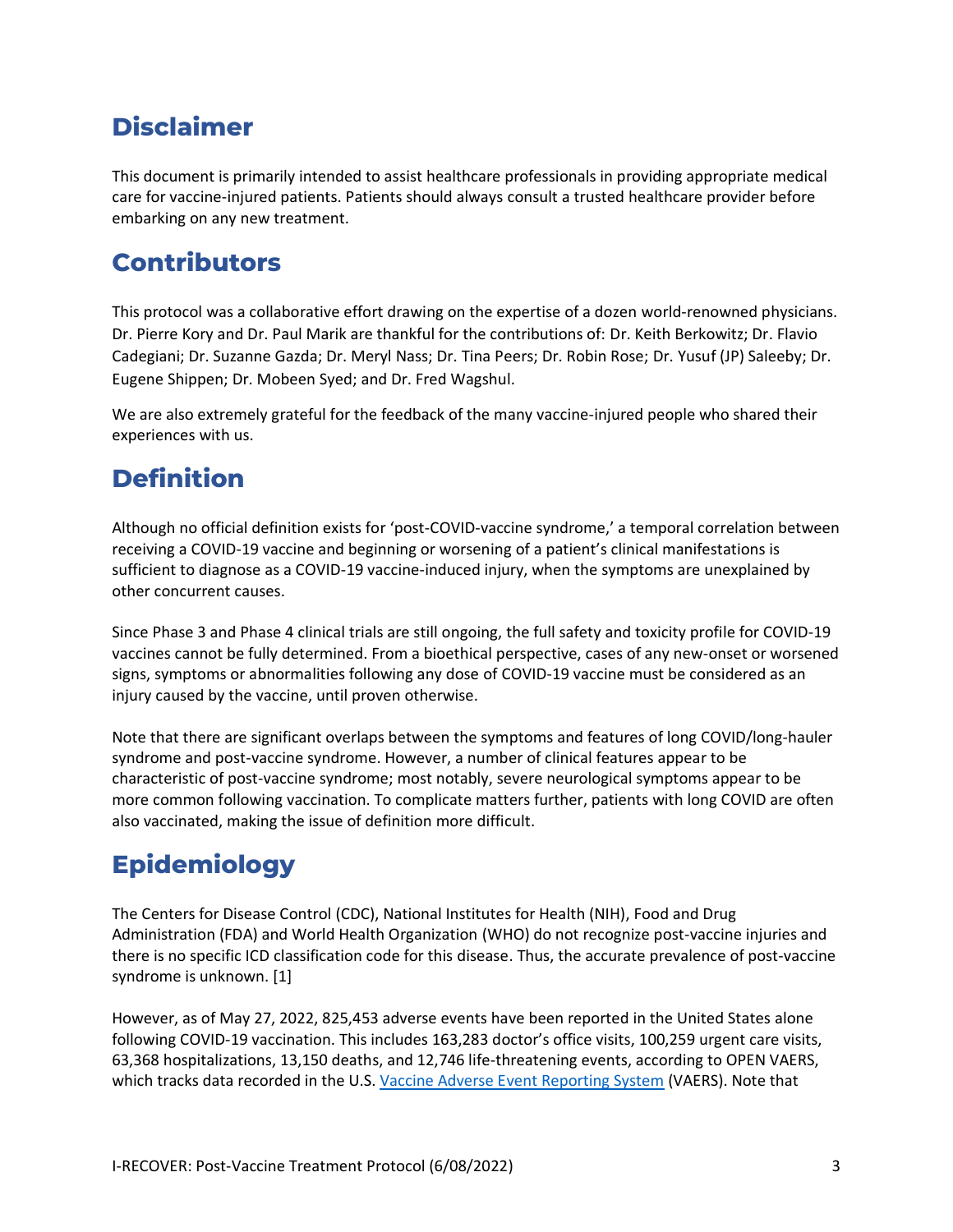## Disclaimer

This document is primarily intended to assist healthcare professionals in providing appropriate medical care for vaccine-injured patients. Patients should always consult a trusted healthcare provider before embarking on any new treatment.

## Contributors

This protocol was a collaborative effort drawing on the expertise of a dozen world-renowned physicians. Dr. Pierre Kory and Dr. Paul Marik are thankful for the contributions of: Dr. Keith Berkowitz; Dr. Flavio Cadegiani; Dr. Suzanne Gazda; Dr. Meryl Nass; Dr. Tina Peers; Dr. Robin Rose; Dr. Yusuf (JP) Saleeby; Dr. Eugene Shippen; Dr. Mobeen Syed; and Dr. Fred Wagshul.

We are also extremely grateful for the feedback of the many vaccine-injured people who shared their experiences with us.

## Definition

Although no official definition exists for 'post-COVID-vaccine syndrome,' a temporal correlation between receiving a COVID-19 vaccine and beginning or worsening of a patient's clinical manifestations is sufficient to diagnose as a COVID-19 vaccine-induced injury, when the symptoms are unexplained by other concurrent causes.

Since Phase 3 and Phase 4 clinical trials are still ongoing, the full safety and toxicity profile for COVID-19 vaccines cannot be fully determined. From a bioethical perspective, cases of any new-onset or worsened signs, symptoms or abnormalities following any dose of COVID-19 vaccine must be considered as an injury caused by the vaccine, until proven otherwise.

Note that there are significant overlaps between the symptoms and features of long COVID/long-hauler syndrome and post-vaccine syndrome. However, a number of clinical features appear to be characteristic of post-vaccine syndrome; most notably, severe neurological symptoms appear to be more common following vaccination. To complicate matters further, patients with long COVID are often also vaccinated, making the issue of definition more difficult.

## Epidemiology

The Centers for Disease Control (CDC), National Institutes for Health (NIH), Food and Drug Administration (FDA) and World Health Organization (WHO) do not recognize post-vaccine injuries and there is no specific ICD classification code for this disease. Thus, the accurate prevalence of post-vaccine syndrome is unknown. [1]

However, as of May 27, 2022, 825,453 adverse events have been reported in the United States alone following COVID-19 vaccination. This includes 163,283 doctor's office visits, 100,259 urgent care visits, 63,368 hospitalizations, 13,150 deaths, and 12,746 life-threatening events, according to OPEN VAERS, which tracks data recorded in the U.S. [Vaccine Adverse Event Reporting System](Vaccine Adverse Event Reporting System) (VAERS). Note that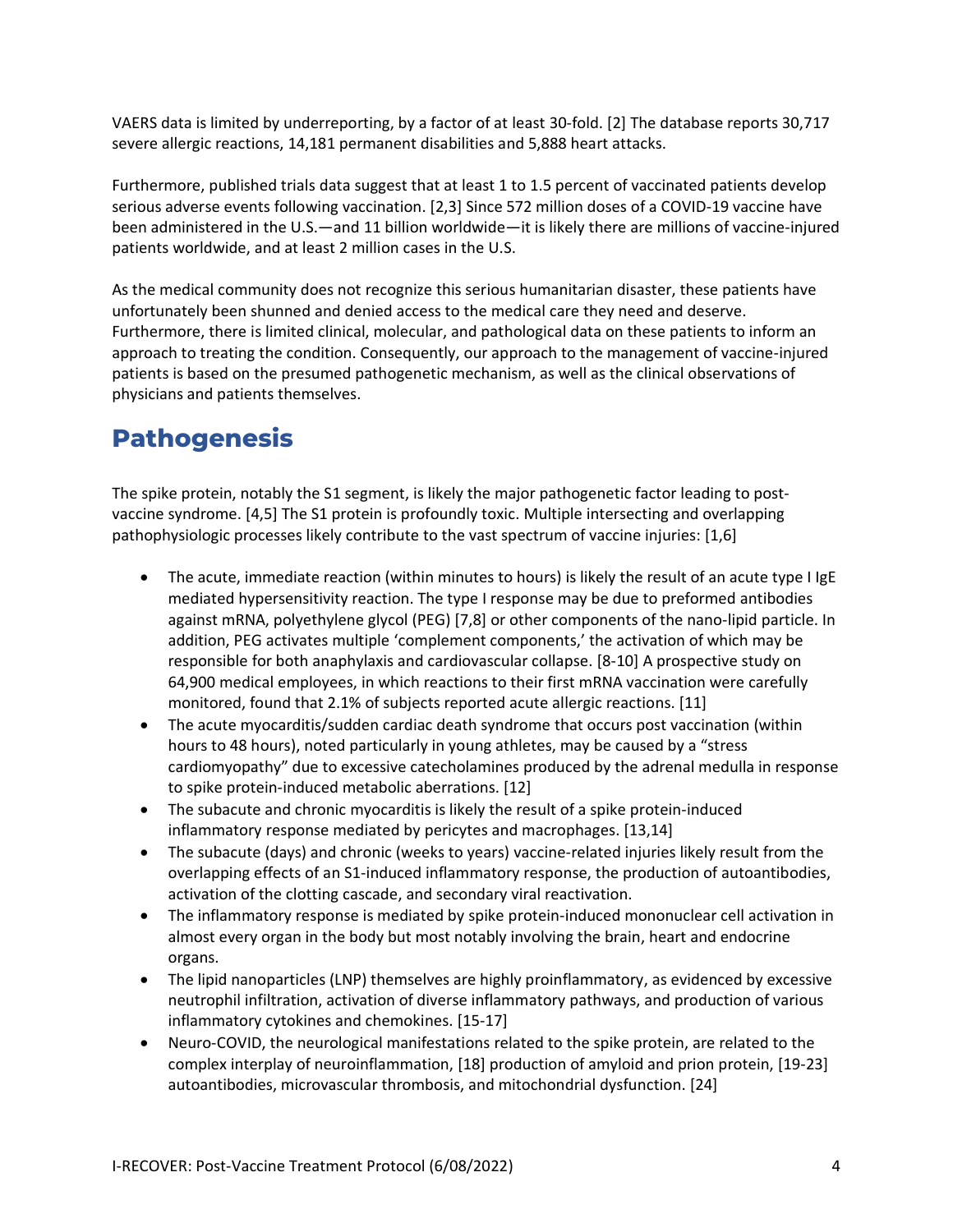VAERS data is limited by underreporting, by a factor of at least 30-fold. [2] The database reports 30,717 severe allergic reactions, 14,181 permanent disabilities and 5,888 heart attacks.

Furthermore, published trials data suggest that at least 1 to 1.5 percent of vaccinated patients develop serious adverse events following vaccination. [2,3] Since 572 million doses of a COVID-19 vaccine have been administered in the U.S.—and 11 billion worldwide—it is likely there are millions of vaccine-injured patients worldwide, and at least 2 million cases in the U.S.

As the medical community does not recognize this serious humanitarian disaster, these patients have unfortunately been shunned and denied access to the medical care they need and deserve. Furthermore, there is limited clinical, molecular, and pathological data on these patients to inform an approach to treating the condition. Consequently, our approach to the management of vaccine-injured patients is based on the presumed pathogenetic mechanism, as well as the clinical observations of physicians and patients themselves.

## Pathogenesis

The spike protein, notably the S1 segment, is likely the major pathogenetic factor leading to post-vaccine syndrome. [4,5] The S1 protein is profoundly toxic. Multiple intersecting and overlapping pathophysiologic processes likely contribute to the vast spectrum of vaccine injuries: [1,6]

- The acute, immediate reaction (within minutes to hours) is likely the result of an acute type I IgE mediated hypersensitivity reaction. The type I response may be due to preformed antibodies against mRNA, polyethylene glycol (PEG) [7,8] or other components of the nano-lipid particle. In addition, PEG activates multiple 'complement components,' the activation of which may be responsible for both anaphylaxis and cardiovascular collapse. [8-10] A prospective study on 64,900 medical employees, in which reactions to their first mRNA vaccination were carefully monitored, found that 2.1% of subjects reported acute allergic reactions. [11]
- The acute myocarditis/sudden cardiac death syndrome that occurs post vaccination (within hours to 48 hours), noted particularly in young athletes, may be caused by a "stress cardiomyopathy" due to excessive catecholamines produced by the adrenal medulla in response to spike protein-induced metabolic aberrations. [12]
- The subacute and chronic myocarditis is likely the result of a spike protein-induced inflammatory response mediated by pericytes and macrophages. [13,14]
- The subacute (days) and chronic (weeks to years) vaccine-related injuries likely result from the overlapping effects of an S1-induced inflammatory response, the production of autoantibodies, activation of the clotting cascade, and secondary viral reactivation.
- The inflammatory response is mediated by spike protein-induced mononuclear cell activation in almost every organ in the body but most notably involving the brain, heart and endocrine organs.
- The lipid nanoparticles (LNP) themselves are highly proinflammatory, as evidenced by excessive neutrophil infiltration, activation of diverse inflammatory pathways, and production of various inflammatory cytokines and chemokines. [15-17]
- Neuro-COVID, the neurological manifestations related to the spike protein, are related to the complex interplay of neuroinflammation, [18] production of amyloid and prion protein, [19-23] autoantibodies, microvascular thrombosis, and mitochondrial dysfunction. [24]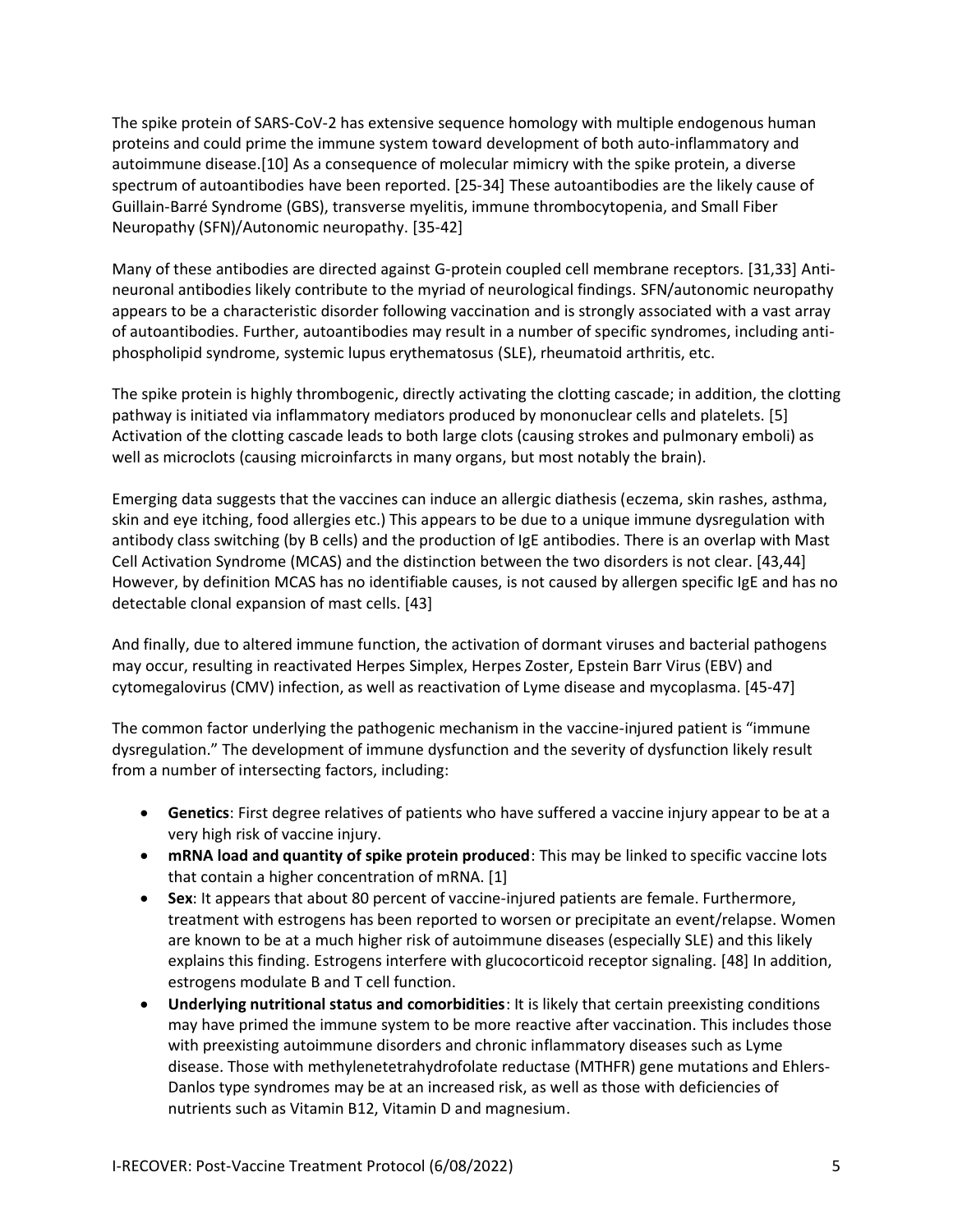The spike protein of SARS-CoV-2 has extensive sequence homology with multiple endogenous human proteins and could prime the immune system toward development of both auto-inflammatory and autoimmune disease.[10] As a consequence of molecular mimicry with the spike protein, a diverse spectrum of autoantibodies have been reported. [25-34] These autoantibodies are the likely cause of Guillain-Barré Syndrome (GBS), transverse myelitis, immune thrombocytopenia, and Small Fiber Neuropathy (SFN)/Autonomic neuropathy. [35-42]

Many of these antibodies are directed against G-protein coupled cell membrane receptors. [31,33] Anti-neuronal antibodies likely contribute to the myriad of neurological findings. SFN/autonomic neuropathy appears to be a characteristic disorder following vaccination and is strongly associated with a vast array of autoantibodies. Further, autoantibodies may result in a number of specific syndromes, including anti-phospholipid syndrome, systemic lupus erythematosus (SLE), rheumatoid arthritis, etc.

The spike protein is highly thrombogenic, directly activating the clotting cascade; in addition, the clotting pathway is initiated via inflammatory mediators produced by mononuclear cells and platelets. [5] Activation of the clotting cascade leads to both large clots (causing strokes and pulmonary emboli) as well as microclots (causing microinfarcts in many organs, but most notably the brain).

Emerging data suggests that the vaccines can induce an allergic diathesis (eczema, skin rashes, asthma, skin and eye itching, food allergies etc.) This appears to be due to a unique immune dysregulation with antibody class switching (by B cells) and the production of IgE antibodies. There is an overlap with Mast Cell Activation Syndrome (MCAS) and the distinction between the two disorders is not clear. [43,44] However, by definition MCAS has no identifiable causes, is not caused by allergen specific IgE and has no detectable clonal expansion of mast cells. [43]

And finally, due to altered immune function, the activation of dormant viruses and bacterial pathogens may occur, resulting in reactivated Herpes Simplex, Herpes Zoster, Epstein Barr Virus (EBV) and cytomegalovirus (CMV) infection, as well as reactivation of Lyme disease and mycoplasma. [45-47]

The common factor underlying the pathogenic mechanism in the vaccine-injured patient is "immune dysregulation." The development of immune dysfunction and the severity of dysfunction likely result from a number of intersecting factors, including:

- **Genetics**: First degree relatives of patients who have suffered a vaccine injury appear to be at a very high risk of vaccine injury.
- **mRNA load and quantity of spike protein produced**: This may be linked to specific vaccine lots that contain a higher concentration of mRNA. [1]
- **Sex**: It appears that about 80 percent of vaccine-injured patients are female. Furthermore, treatment with estrogens has been reported to worsen or precipitate an event/relapse. Women are known to be at a much higher risk of autoimmune diseases (especially SLE) and this likely explains this finding. Estrogens interfere with glucocorticoid receptor signaling. [48] In addition, estrogens modulate B and T cell function.
- **Underlying nutritional status and comorbidities**: It is likely that certain preexisting conditions may have primed the immune system to be more reactive after vaccination. This includes those with preexisting autoimmune disorders and chronic inflammatory diseases such as Lyme disease. Those with methylenetetrahydrofolate reductase (MTHFR) gene mutations and Ehlers-Danlos type syndromes may be at an increased risk, as well as those with deficiencies of nutrients such as Vitamin B12, Vitamin D and magnesium.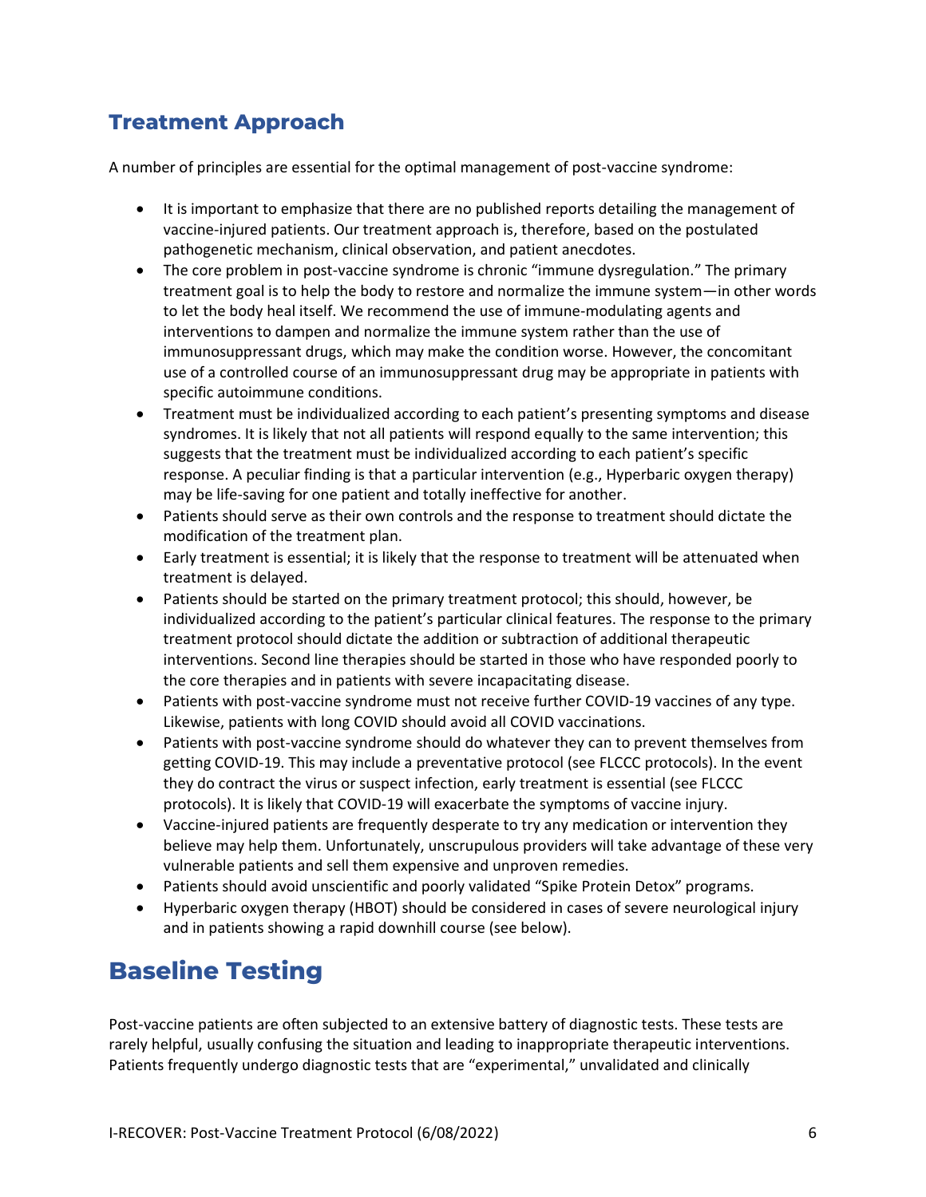## Treatment Approach

A number of principles are essential for the optimal management of post-vaccine syndrome:

- It is important to emphasize that there are no published reports detailing the management of vaccine-injured patients. Our treatment approach is, therefore, based on the postulated pathogenetic mechanism, clinical observation, and patient anecdotes.
- The core problem in post-vaccine syndrome is chronic "immune dysregulation." The primary treatment goal is to help the body to restore and normalize the immune system—in other words to let the body heal itself. We recommend the use of immune-modulating agents and interventions to dampen and normalize the immune system rather than the use of immunosuppressant drugs, which may make the condition worse. However, the concomitant use of a controlled course of an immunosuppressant drug may be appropriate in patients with specific autoimmune conditions.
- Treatment must be individualized according to each patient's presenting symptoms and disease syndromes. It is likely that not all patients will respond equally to the same intervention; this suggests that the treatment must be individualized according to each patient's specific response. A peculiar finding is that a particular intervention (e.g., Hyperbaric oxygen therapy) may be life-saving for one patient and totally ineffective for another.
- Patients should serve as their own controls and the response to treatment should dictate the modification of the treatment plan.
- Early treatment is essential; it is likely that the response to treatment will be attenuated when treatment is delayed.
- Patients should be started on the primary treatment protocol; this should, however, be individualized according to the patient's particular clinical features. The response to the primary treatment protocol should dictate the addition or subtraction of additional therapeutic interventions. Second line therapies should be started in those who have responded poorly to the core therapies and in patients with severe incapacitating disease.
- Patients with post-vaccine syndrome must not receive further COVID-19 vaccines of any type. Likewise, patients with long COVID should avoid all COVID vaccinations.
- Patients with post-vaccine syndrome should do whatever they can to prevent themselves from getting COVID-19. This may include a preventative protocol (see FLCCC protocols). In the event they do contract the virus or suspect infection, early treatment is essential (see FLCCC protocols). It is likely that COVID-19 will exacerbate the symptoms of vaccine injury.
- Vaccine-injured patients are frequently desperate to try any medication or intervention they believe may help them. Unfortunately, unscrupulous providers will take advantage of these very vulnerable patients and sell them expensive and unproven remedies.
- Patients should avoid unscientific and poorly validated "Spike Protein Detox" programs.
- Hyperbaric oxygen therapy (HBOT) should be considered in cases of severe neurological injury and in patients showing a rapid downhill course (see below).

# Baseline Testing

Post-vaccine patients are often subjected to an extensive battery of diagnostic tests. These tests are rarely helpful, usually confusing the situation and leading to inappropriate therapeutic interventions. Patients frequently undergo diagnostic tests that are "experimental," unvalidated and clinically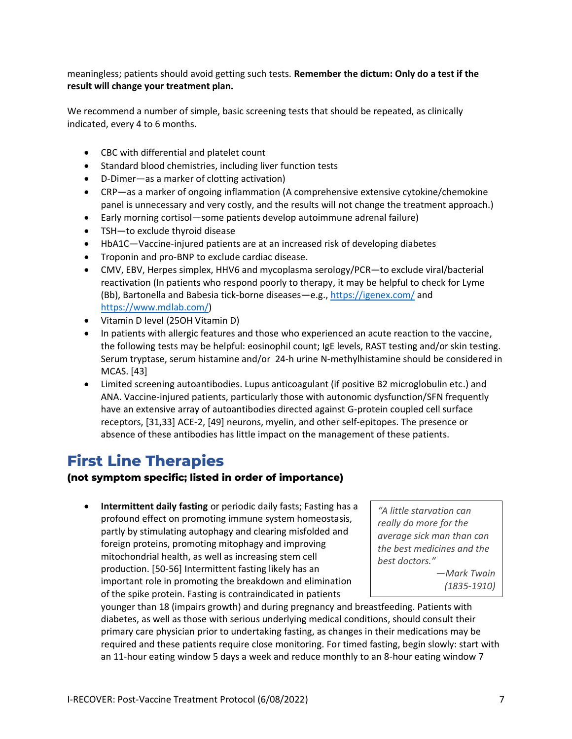meaningless; patients should avoid getting such tests. **Remember the dictum: Only do a test if the result will change your treatment plan.**

We recommend a number of simple, basic screening tests that should be repeated, as clinically indicated, every 4 to 6 months.

- CBC with differential and platelet count
- Standard blood chemistries, including liver function tests
- D-Dimer—as a marker of clotting activation)
- CRP—as a marker of ongoing inflammation (A comprehensive extensive cytokine/chemokine panel is unnecessary and very costly, and the results will not change the treatment approach.)
- Early morning cortisol—some patients develop autoimmune adrenal failure)
- TSH—to exclude thyroid disease
- HbA1C—Vaccine-injured patients are at an increased risk of developing diabetes
- Troponin and pro-BNP to exclude cardiac disease.
- CMV, EBV, Herpes simplex, HHV6 and mycoplasma serology/PCR—to exclude viral/bacterial reactivation (In patients who respond poorly to therapy, it may be helpful to check for Lyme (Bb), Bartonella and Babesia tick-borne diseases—e.g., https://igenex.com/ and https://www.mdlab.com/)
- Vitamin D level (25OH Vitamin D)
- In patients with allergic features and those who experienced an acute reaction to the vaccine, the following tests may be helpful: eosinophil count; IgE levels, RAST testing and/or skin testing. Serum tryptase, serum histamine and/or 24-h urine N-methylhistamine should be considered in MCAS. [43]
- Limited screening autoantibodies. Lupus anticoagulant (if positive B2 microglobulin etc.) and ANA. Vaccine-injured patients, particularly those with autonomic dysfunction/SFN frequently have an extensive array of autoantibodies directed against G-protein coupled cell surface receptors, [31,33] ACE-2, [49] neurons, myelin, and other self-epitopes. The presence or absence of these antibodies has little impact on the management of these patients.

# First Line Therapies

**(not symptom specific; listed in order of importance)**

> *"A little starvation can really do more for the average sick man than can the best medicines and the best doctors."*
> —*Mark Twain (1835-1910)*

- **Intermittent daily fasting** or periodic daily fasts; Fasting has a profound effect on promoting immune system homeostasis, partly by stimulating autophagy and clearing misfolded and foreign proteins, promoting mitophagy and improving mitochondrial health, as well as increasing stem cell production. [50-56] Intermittent fasting likely has an important role in promoting the breakdown and elimination of the spike protein. Fasting is contraindicated in patients younger than 18 (impairs growth) and during pregnancy and breastfeeding. Patients with diabetes, as well as those with serious underlying medical conditions, should consult their primary care physician prior to undertaking fasting, as changes in their medications may be required and these patients require close monitoring. For timed fasting, begin slowly: start with an 11-hour eating window 5 days a week and reduce monthly to an 8-hour eating window 7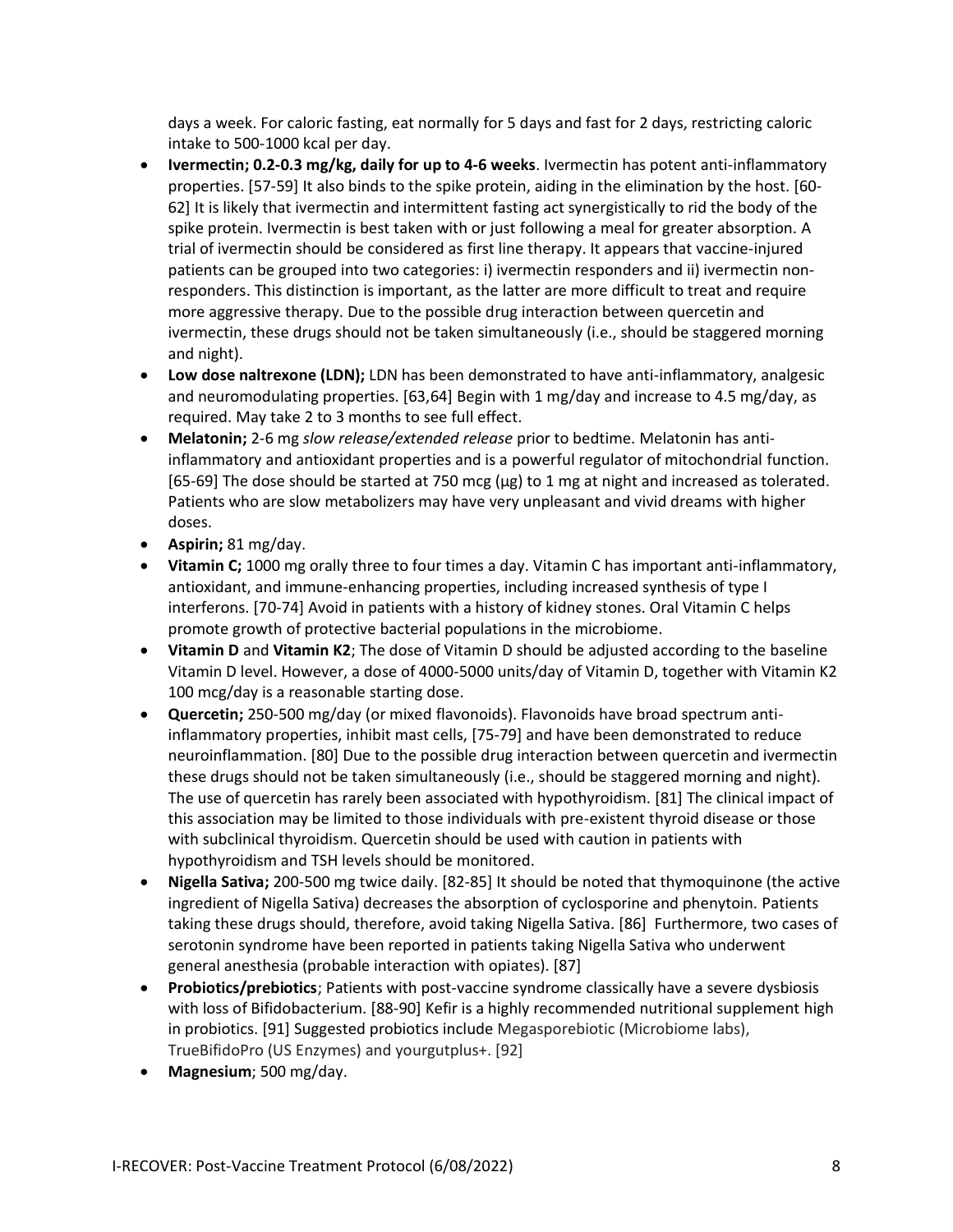days a week. For caloric fasting, eat normally for 5 days and fast for 2 days, restricting caloric intake to 500-1000 kcal per day.

- **Ivermectin; 0.2-0.3 mg/kg, daily for up to 4-6 weeks**. Ivermectin has potent anti-inflammatory properties. [57-59] It also binds to the spike protein, aiding in the elimination by the host. [60-62] It is likely that ivermectin and intermittent fasting act synergistically to rid the body of the spike protein. Ivermectin is best taken with or just following a meal for greater absorption. A trial of ivermectin should be considered as first line therapy. It appears that vaccine-injured patients can be grouped into two categories: i) ivermectin responders and ii) ivermectin non-responders. This distinction is important, as the latter are more difficult to treat and require more aggressive therapy. Due to the possible drug interaction between quercetin and ivermectin, these drugs should not be taken simultaneously (i.e., should be staggered morning and night).
- **Low dose naltrexone (LDN);** LDN has been demonstrated to have anti-inflammatory, analgesic and neuromodulating properties. [63,64] Begin with 1 mg/day and increase to 4.5 mg/day, as required. May take 2 to 3 months to see full effect.
- **Melatonin;** 2-6 mg *slow release/extended release* prior to bedtime. Melatonin has anti-inflammatory and antioxidant properties and is a powerful regulator of mitochondrial function. [65-69] The dose should be started at 750 mcg (μg) to 1 mg at night and increased as tolerated. Patients who are slow metabolizers may have very unpleasant and vivid dreams with higher doses.
- **Aspirin;** 81 mg/day.
- **Vitamin C;** 1000 mg orally three to four times a day. Vitamin C has important anti-inflammatory, antioxidant, and immune-enhancing properties, including increased synthesis of type I interferons. [70-74] Avoid in patients with a history of kidney stones. Oral Vitamin C helps promote growth of protective bacterial populations in the microbiome.
- **Vitamin D** and **Vitamin K2**; The dose of Vitamin D should be adjusted according to the baseline Vitamin D level. However, a dose of 4000-5000 units/day of Vitamin D, together with Vitamin K2 100 mcg/day is a reasonable starting dose.
- **Quercetin;** 250-500 mg/day (or mixed flavonoids). Flavonoids have broad spectrum anti-inflammatory properties, inhibit mast cells, [75-79] and have been demonstrated to reduce neuroinflammation. [80] Due to the possible drug interaction between quercetin and ivermectin these drugs should not be taken simultaneously (i.e., should be staggered morning and night). The use of quercetin has rarely been associated with hypothyroidism. [81] The clinical impact of this association may be limited to those individuals with pre-existent thyroid disease or those with subclinical thyroidism. Quercetin should be used with caution in patients with hypothyroidism and TSH levels should be monitored.
- **Nigella Sativa;** 200-500 mg twice daily. [82-85] It should be noted that thymoquinone (the active ingredient of Nigella Sativa) decreases the absorption of cyclosporine and phenytoin. Patients taking these drugs should, therefore, avoid taking Nigella Sativa. [86] Furthermore, two cases of serotonin syndrome have been reported in patients taking Nigella Sativa who underwent general anesthesia (probable interaction with opiates). [87]
- **Probiotics/prebiotics**; Patients with post-vaccine syndrome classically have a severe dysbiosis with loss of Bifidobacterium. [88-90] Kefir is a highly recommended nutritional supplement high in probiotics. [91] Suggested probiotics include Megasporebiotic (Microbiome labs), TrueBifidoPro (US Enzymes) and yourgutplus+. [92]
- **Magnesium**; 500 mg/day.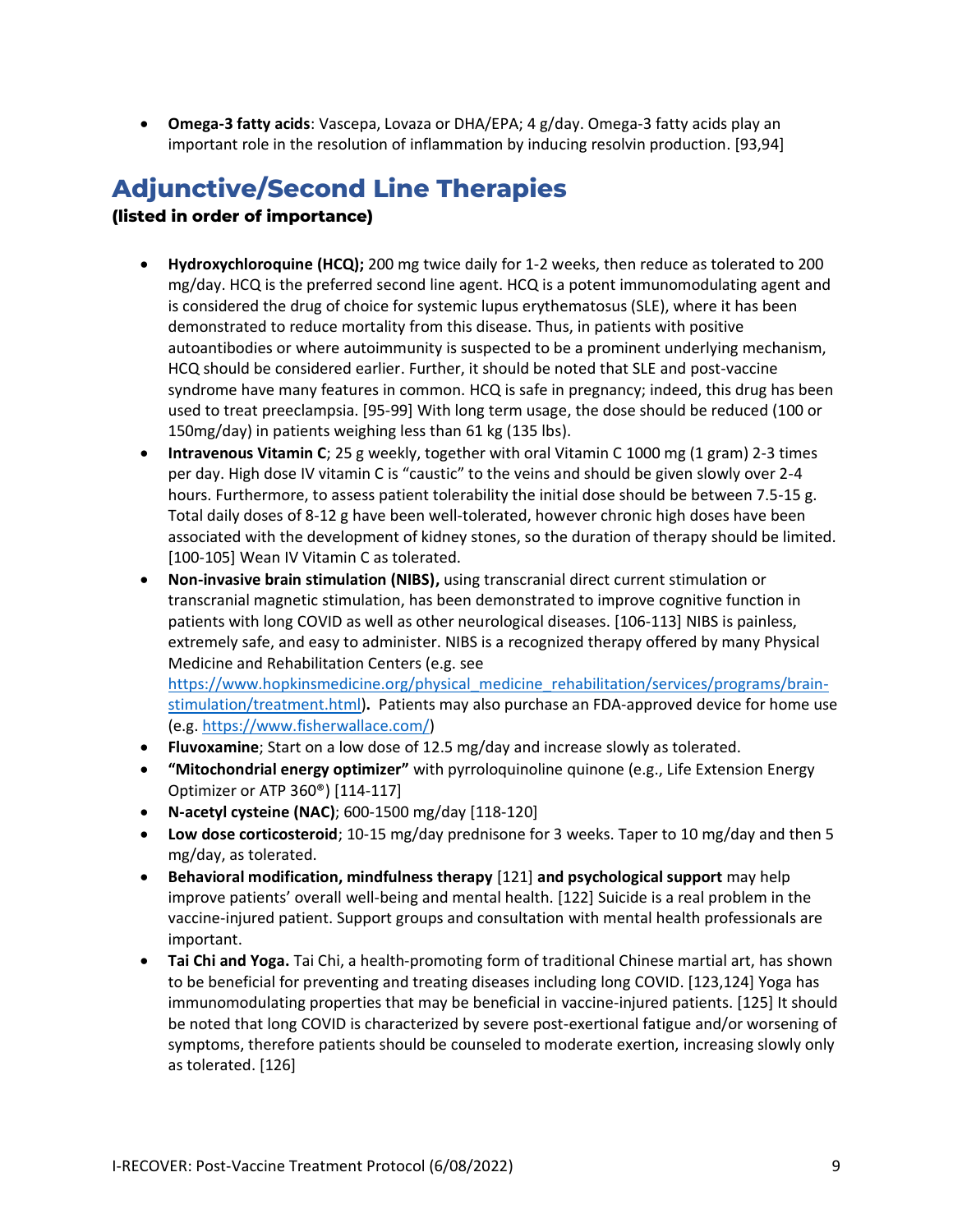- **Omega-3 fatty acids**: Vascepa, Lovaza or DHA/EPA; 4 g/day. Omega-3 fatty acids play an important role in the resolution of inflammation by inducing resolvin production. [93,94]

## Adjunctive/Second Line Therapies

**(listed in order of importance)**

- **Hydroxychloroquine (HCQ);** 200 mg twice daily for 1-2 weeks, then reduce as tolerated to 200 mg/day. HCQ is the preferred second line agent. HCQ is a potent immunomodulating agent and is considered the drug of choice for systemic lupus erythematosus (SLE), where it has been demonstrated to reduce mortality from this disease. Thus, in patients with positive autoantibodies or where autoimmunity is suspected to be a prominent underlying mechanism, HCQ should be considered earlier. Further, it should be noted that SLE and post-vaccine syndrome have many features in common. HCQ is safe in pregnancy; indeed, this drug has been used to treat preeclampsia. [95-99] With long term usage, the dose should be reduced (100 or 150mg/day) in patients weighing less than 61 kg (135 lbs).
- **Intravenous Vitamin C**; 25 g weekly, together with oral Vitamin C 1000 mg (1 gram) 2-3 times per day. High dose IV vitamin C is "caustic" to the veins and should be given slowly over 2-4 hours. Furthermore, to assess patient tolerability the initial dose should be between 7.5-15 g. Total daily doses of 8-12 g have been well-tolerated, however chronic high doses have been associated with the development of kidney stones, so the duration of therapy should be limited. [100-105] Wean IV Vitamin C as tolerated.
- **Non-invasive brain stimulation (NIBS),** using transcranial direct current stimulation or transcranial magnetic stimulation, has been demonstrated to improve cognitive function in patients with long COVID as well as other neurological diseases. [106-113] NIBS is painless, extremely safe, and easy to administer. NIBS is a recognized therapy offered by many Physical Medicine and Rehabilitation Centers (e.g. see https://www.hopkinsmedicine.org/physical_medicine_rehabilitation/services/programs/brain-stimulation/treatment.html)**.** Patients may also purchase an FDA-approved device for home use (e.g. https://www.fisherwallace.com/)
- **Fluvoxamine**; Start on a low dose of 12.5 mg/day and increase slowly as tolerated.
- **"Mitochondrial energy optimizer"** with pyrroloquinoline quinone (e.g., Life Extension Energy Optimizer or ATP 360®) [114-117]
- **N-acetyl cysteine (NAC)**; 600-1500 mg/day [118-120]
- **Low dose corticosteroid**; 10-15 mg/day prednisone for 3 weeks. Taper to 10 mg/day and then 5 mg/day, as tolerated.
- **Behavioral modification, mindfulness therapy** [121] **and psychological support** may help improve patients' overall well-being and mental health. [122] Suicide is a real problem in the vaccine-injured patient. Support groups and consultation with mental health professionals are important.
- **Tai Chi and Yoga.** Tai Chi, a health-promoting form of traditional Chinese martial art, has shown to be beneficial for preventing and treating diseases including long COVID. [123,124] Yoga has immunomodulating properties that may be beneficial in vaccine-injured patients. [125] It should be noted that long COVID is characterized by severe post-exertional fatigue and/or worsening of symptoms, therefore patients should be counseled to moderate exertion, increasing slowly only as tolerated. [126]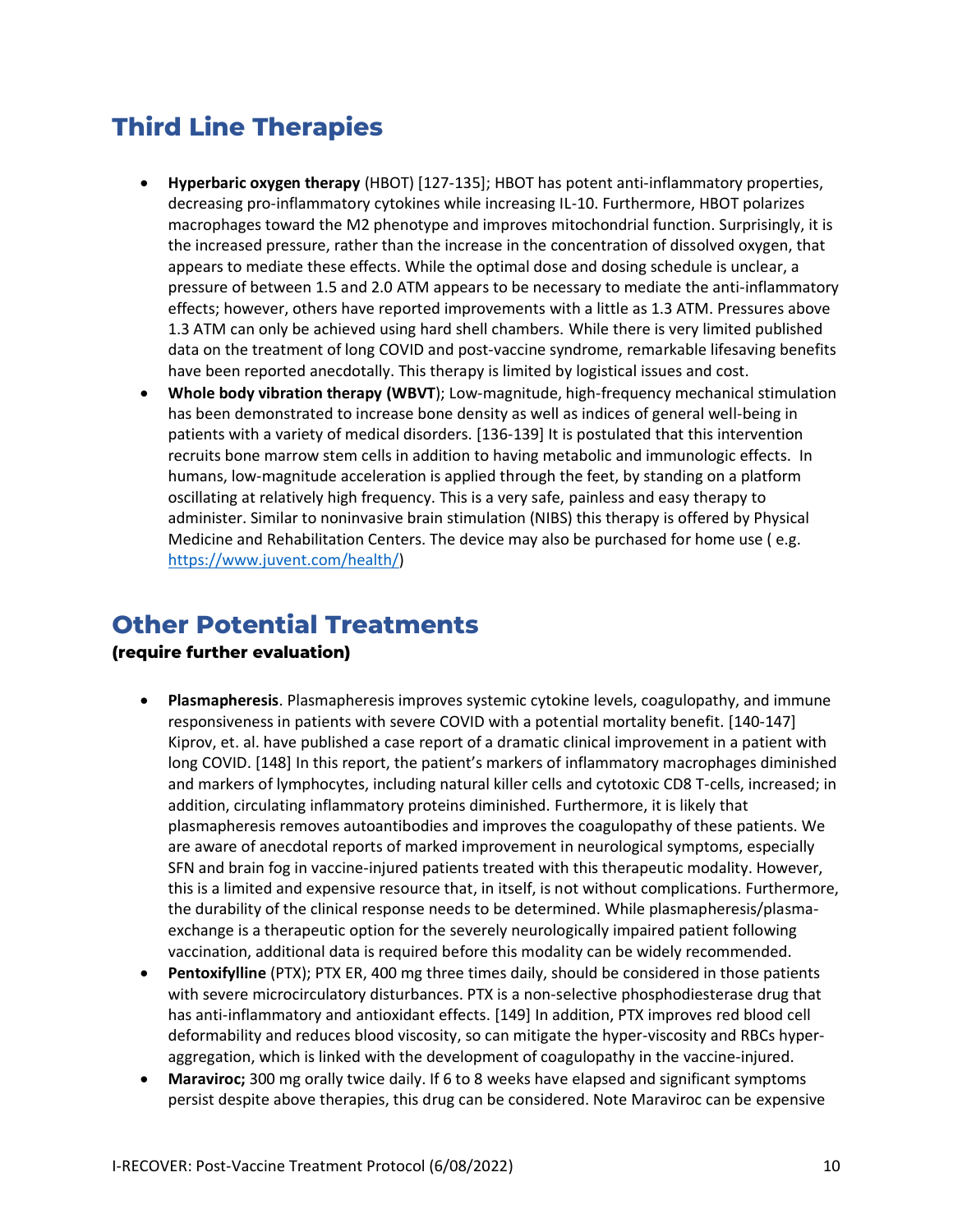## Third Line Therapies

- **Hyperbaric oxygen therapy** (HBOT) [127-135]; HBOT has potent anti-inflammatory properties, decreasing pro-inflammatory cytokines while increasing IL-10. Furthermore, HBOT polarizes macrophages toward the M2 phenotype and improves mitochondrial function. Surprisingly, it is the increased pressure, rather than the increase in the concentration of dissolved oxygen, that appears to mediate these effects. While the optimal dose and dosing schedule is unclear, a pressure of between 1.5 and 2.0 ATM appears to be necessary to mediate the anti-inflammatory effects; however, others have reported improvements with a little as 1.3 ATM. Pressures above 1.3 ATM can only be achieved using hard shell chambers. While there is very limited published data on the treatment of long COVID and post-vaccine syndrome, remarkable lifesaving benefits have been reported anecdotally. This therapy is limited by logistical issues and cost.
- **Whole body vibration therapy (WBVT**); Low-magnitude, high-frequency mechanical stimulation has been demonstrated to increase bone density as well as indices of general well-being in patients with a variety of medical disorders. [136-139] It is postulated that this intervention recruits bone marrow stem cells in addition to having metabolic and immunologic effects. In humans, low-magnitude acceleration is applied through the feet, by standing on a platform oscillating at relatively high frequency. This is a very safe, painless and easy therapy to administer. Similar to noninvasive brain stimulation (NIBS) this therapy is offered by Physical Medicine and Rehabilitation Centers. The device may also be purchased for home use ( e.g. https://www.juvent.com/health/)

## Other Potential Treatments

**(require further evaluation)**

- **Plasmapheresis**. Plasmapheresis improves systemic cytokine levels, coagulopathy, and immune responsiveness in patients with severe COVID with a potential mortality benefit. [140-147] Kiprov, et. al. have published a case report of a dramatic clinical improvement in a patient with long COVID. [148] In this report, the patient's markers of inflammatory macrophages diminished and markers of lymphocytes, including natural killer cells and cytotoxic CD8 T-cells, increased; in addition, circulating inflammatory proteins diminished. Furthermore, it is likely that plasmapheresis removes autoantibodies and improves the coagulopathy of these patients. We are aware of anecdotal reports of marked improvement in neurological symptoms, especially SFN and brain fog in vaccine-injured patients treated with this therapeutic modality. However, this is a limited and expensive resource that, in itself, is not without complications. Furthermore, the durability of the clinical response needs to be determined. While plasmapheresis/plasma-exchange is a therapeutic option for the severely neurologically impaired patient following vaccination, additional data is required before this modality can be widely recommended.
- **Pentoxifylline** (PTX); PTX ER, 400 mg three times daily, should be considered in those patients with severe microcirculatory disturbances. PTX is a non-selective phosphodiesterase drug that has anti-inflammatory and antioxidant effects. [149] In addition, PTX improves red blood cell deformability and reduces blood viscosity, so can mitigate the hyper-viscosity and RBCs hyper-aggregation, which is linked with the development of coagulopathy in the vaccine-injured.
- **Maraviroc;** 300 mg orally twice daily. If 6 to 8 weeks have elapsed and significant symptoms persist despite above therapies, this drug can be considered. Note Maraviroc can be expensive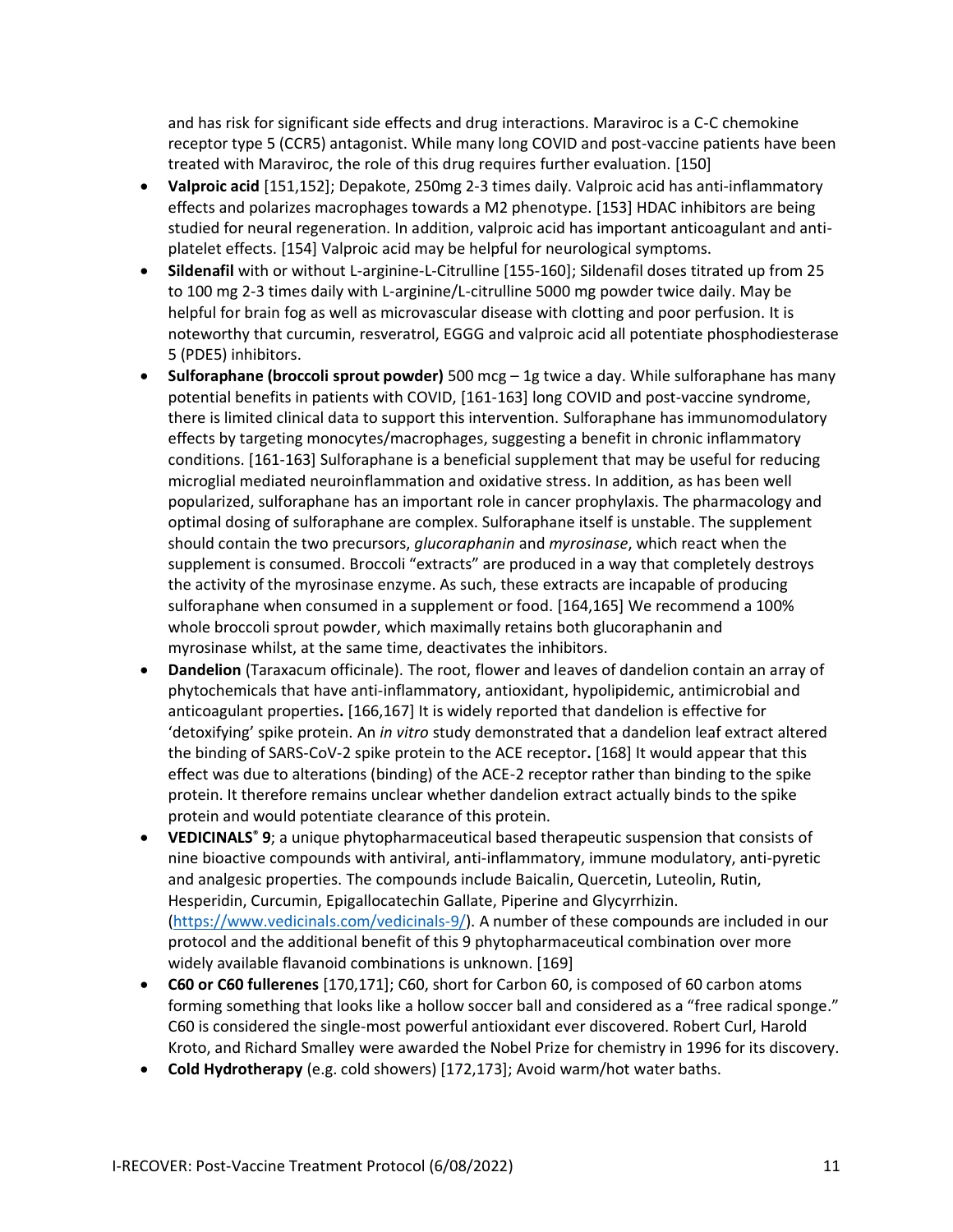and has risk for significant side effects and drug interactions. Maraviroc is a C-C chemokine receptor type 5 (CCR5) antagonist. While many long COVID and post-vaccine patients have been treated with Maraviroc, the role of this drug requires further evaluation. [150]

- **Valproic acid** [151,152]; Depakote, 250mg 2-3 times daily. Valproic acid has anti-inflammatory effects and polarizes macrophages towards a M2 phenotype. [153] HDAC inhibitors are being studied for neural regeneration. In addition, valproic acid has important anticoagulant and anti-platelet effects. [154] Valproic acid may be helpful for neurological symptoms.
- **Sildenafil** with or without L-arginine-L-Citrulline [155-160]; Sildenafil doses titrated up from 25 to 100 mg 2-3 times daily with L-arginine/L-citrulline 5000 mg powder twice daily. May be helpful for brain fog as well as microvascular disease with clotting and poor perfusion. It is noteworthy that curcumin, resveratrol, EGGG and valproic acid all potentiate phosphodiesterase 5 (PDE5) inhibitors.
- **Sulforaphane (broccoli sprout powder)** 500 mcg – 1g twice a day. While sulforaphane has many potential benefits in patients with COVID, [161-163] long COVID and post-vaccine syndrome, there is limited clinical data to support this intervention. Sulforaphane has immunomodulatory effects by targeting monocytes/macrophages, suggesting a benefit in chronic inflammatory conditions. [161-163] Sulforaphane is a beneficial supplement that may be useful for reducing microglial mediated neuroinflammation and oxidative stress. In addition, as has been well popularized, sulforaphane has an important role in cancer prophylaxis. The pharmacology and optimal dosing of sulforaphane are complex. Sulforaphane itself is unstable. The supplement should contain the two precursors, *glucoraphanin* and *myrosinase*, which react when the supplement is consumed. Broccoli "extracts" are produced in a way that completely destroys the activity of the myrosinase enzyme. As such, these extracts are incapable of producing sulforaphane when consumed in a supplement or food. [164,165] We recommend a 100% whole broccoli sprout powder, which maximally retains both glucoraphanin and myrosinase whilst, at the same time, deactivates the inhibitors.
- **Dandelion** (Taraxacum officinale). The root, flower and leaves of dandelion contain an array of phytochemicals that have anti-inflammatory, antioxidant, hypolipidemic, antimicrobial and anticoagulant properties**.** [166,167] It is widely reported that dandelion is effective for 'detoxifying' spike protein. An *in vitro* study demonstrated that a dandelion leaf extract altered the binding of SARS-CoV-2 spike protein to the ACE receptor**.** [168] It would appear that this effect was due to alterations (binding) of the ACE-2 receptor rather than binding to the spike protein. It therefore remains unclear whether dandelion extract actually binds to the spike protein and would potentiate clearance of this protein.
- **VEDICINALS® 9**; a unique phytopharmaceutical based therapeutic suspension that consists of nine bioactive compounds with antiviral, anti-inflammatory, immune modulatory, anti-pyretic and analgesic properties. The compounds include Baicalin, Quercetin, Luteolin, Rutin, Hesperidin, Curcumin, Epigallocatechin Gallate, Piperine and Glycyrrhizin. (https://www.vedicinals.com/vedicinals-9/). A number of these compounds are included in our protocol and the additional benefit of this 9 phytopharmaceutical combination over more widely available flavanoid combinations is unknown. [169]
- **C60 or C60 fullerenes** [170,171]; C60, short for Carbon 60, is composed of 60 carbon atoms forming something that looks like a hollow soccer ball and considered as a "free radical sponge." C60 is considered the single-most powerful antioxidant ever discovered. Robert Curl, Harold Kroto, and Richard Smalley were awarded the Nobel Prize for chemistry in 1996 for its discovery.
- **Cold Hydrotherapy** (e.g. cold showers) [172,173]; Avoid warm/hot water baths.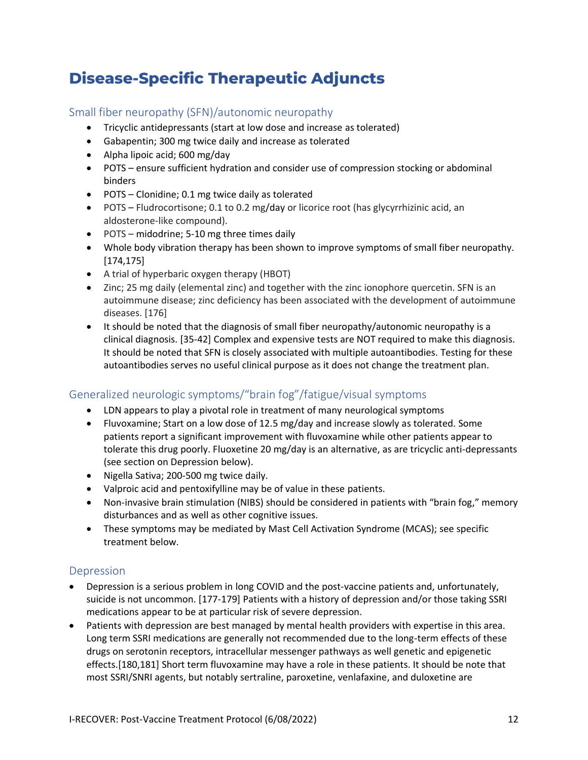# Disease-Specific Therapeutic Adjuncts

## Small fiber neuropathy (SFN)/autonomic neuropathy

- Tricyclic antidepressants (start at low dose and increase as tolerated)
- Gabapentin; 300 mg twice daily and increase as tolerated
- Alpha lipoic acid; 600 mg/day
- POTS – ensure sufficient hydration and consider use of compression stocking or abdominal binders
- POTS – Clonidine; 0.1 mg twice daily as tolerated
- POTS – Fludrocortisone; 0.1 to 0.2 mg/day or licorice root (has glycyrrhizinic acid, an aldosterone-like compound).
- POTS – midodrine; 5-10 mg three times daily
- Whole body vibration therapy has been shown to improve symptoms of small fiber neuropathy.[174,175]
- A trial of hyperbaric oxygen therapy (HBOT)
- Zinc; 25 mg daily (elemental zinc) and together with the zinc ionophore quercetin. SFN is an autoimmune disease; zinc deficiency has been associated with the development of autoimmune diseases. [176]
- It should be noted that the diagnosis of small fiber neuropathy/autonomic neuropathy is a clinical diagnosis. [35-42] Complex and expensive tests are NOT required to make this diagnosis. It should be noted that SFN is closely associated with multiple autoantibodies. Testing for these autoantibodies serves no useful clinical purpose as it does not change the treatment plan.

## Generalized neurologic symptoms/"brain fog"/fatigue/visual symptoms

- LDN appears to play a pivotal role in treatment of many neurological symptoms
- Fluvoxamine; Start on a low dose of 12.5 mg/day and increase slowly as tolerated. Some patients report a significant improvement with fluvoxamine while other patients appear to tolerate this drug poorly. Fluoxetine 20 mg/day is an alternative, as are tricyclic anti-depressants (see section on Depression below).
- Nigella Sativa; 200-500 mg twice daily.
- Valproic acid and pentoxifylline may be of value in these patients.
- Non-invasive brain stimulation (NIBS) should be considered in patients with "brain fog," memory disturbances and as well as other cognitive issues.
- These symptoms may be mediated by Mast Cell Activation Syndrome (MCAS); see specific treatment below.

## Depression

- Depression is a serious problem in long COVID and the post-vaccine patients and, unfortunately, suicide is not uncommon. [177-179] Patients with a history of depression and/or those taking SSRI medications appear to be at particular risk of severe depression.
- Patients with depression are best managed by mental health providers with expertise in this area. Long term SSRI medications are generally not recommended due to the long-term effects of these drugs on serotonin receptors, intracellular messenger pathways as well genetic and epigenetic effects.[180,181] Short term fluvoxamine may have a role in these patients. It should be note that most SSRI/SNRI agents, but notably sertraline, paroxetine, venlafaxine, and duloxetine are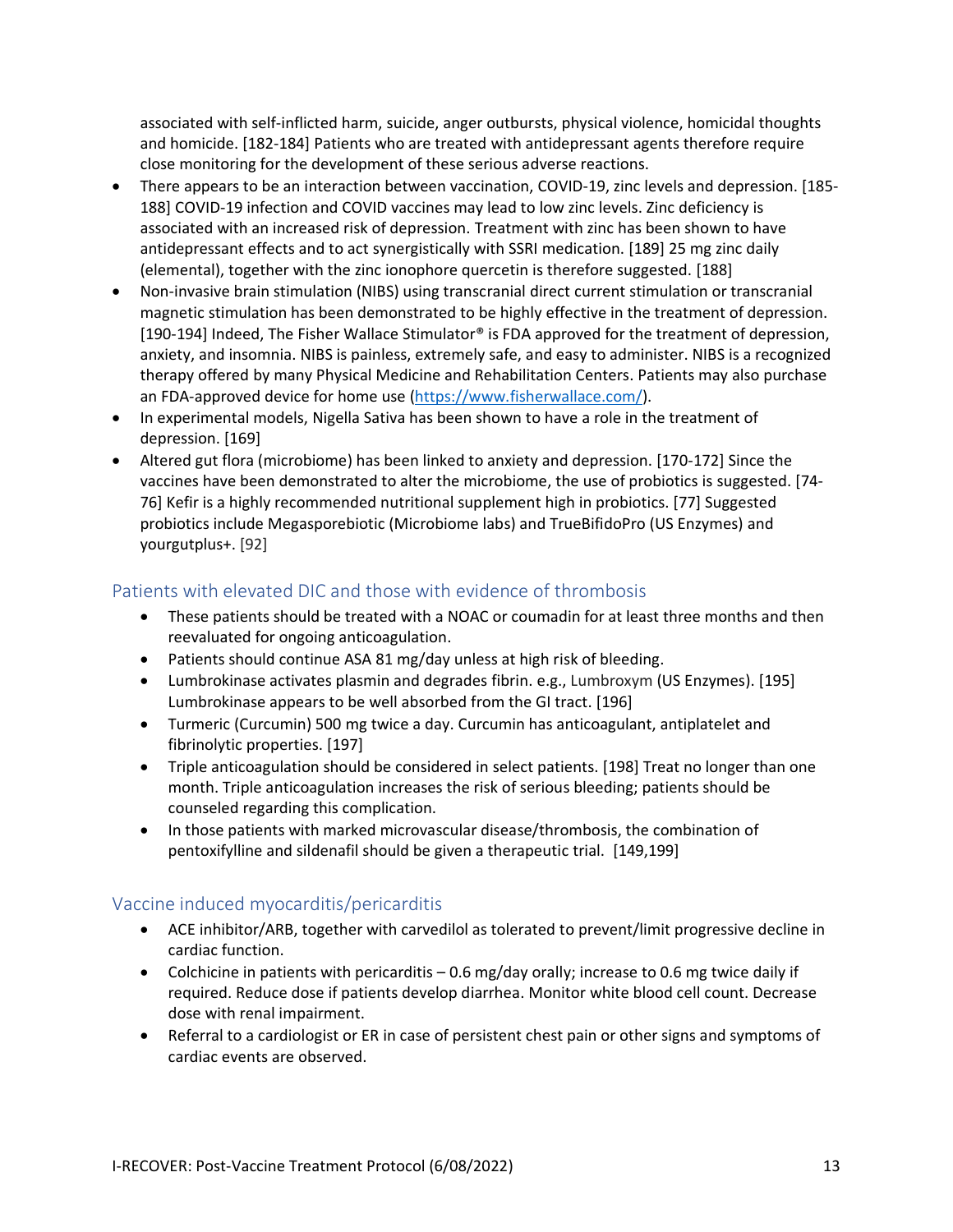associated with self-inflicted harm, suicide, anger outbursts, physical violence, homicidal thoughts and homicide. [182-184] Patients who are treated with antidepressant agents therefore require close monitoring for the development of these serious adverse reactions.

- There appears to be an interaction between vaccination, COVID-19, zinc levels and depression. [185-188] COVID-19 infection and COVID vaccines may lead to low zinc levels. Zinc deficiency is associated with an increased risk of depression. Treatment with zinc has been shown to have antidepressant effects and to act synergistically with SSRI medication. [189] 25 mg zinc daily (elemental), together with the zinc ionophore quercetin is therefore suggested. [188]
- Non-invasive brain stimulation (NIBS) using transcranial direct current stimulation or transcranial magnetic stimulation has been demonstrated to be highly effective in the treatment of depression. [190-194] Indeed, The Fisher Wallace Stimulator® is FDA approved for the treatment of depression, anxiety, and insomnia. NIBS is painless, extremely safe, and easy to administer. NIBS is a recognized therapy offered by many Physical Medicine and Rehabilitation Centers. Patients may also purchase an FDA-approved device for home use (https://www.fisherwallace.com/).
- In experimental models, Nigella Sativa has been shown to have a role in the treatment of depression. [169]
- Altered gut flora (microbiome) has been linked to anxiety and depression. [170-172] Since the vaccines have been demonstrated to alter the microbiome, the use of probiotics is suggested. [74-76] Kefir is a highly recommended nutritional supplement high in probiotics. [77] Suggested probiotics include Megasporebiotic (Microbiome labs) and TrueBifidoPro (US Enzymes) and yourgutplus+. [92]

## Patients with elevated DIC and those with evidence of thrombosis

- These patients should be treated with a NOAC or coumadin for at least three months and then reevaluated for ongoing anticoagulation.
- Patients should continue ASA 81 mg/day unless at high risk of bleeding.
- Lumbrokinase activates plasmin and degrades fibrin. e.g., Lumbroxym (US Enzymes). [195] Lumbrokinase appears to be well absorbed from the GI tract. [196]
- Turmeric (Curcumin) 500 mg twice a day. Curcumin has anticoagulant, antiplatelet and fibrinolytic properties. [197]
- Triple anticoagulation should be considered in select patients. [198] Treat no longer than one month. Triple anticoagulation increases the risk of serious bleeding; patients should be counseled regarding this complication.
- In those patients with marked microvascular disease/thrombosis, the combination of pentoxifylline and sildenafil should be given a therapeutic trial. [149,199]

## Vaccine induced myocarditis/pericarditis

- ACE inhibitor/ARB, together with carvedilol as tolerated to prevent/limit progressive decline in cardiac function.
- Colchicine in patients with pericarditis – 0.6 mg/day orally; increase to 0.6 mg twice daily if required. Reduce dose if patients develop diarrhea. Monitor white blood cell count. Decrease dose with renal impairment.
- Referral to a cardiologist or ER in case of persistent chest pain or other signs and symptoms of cardiac events are observed.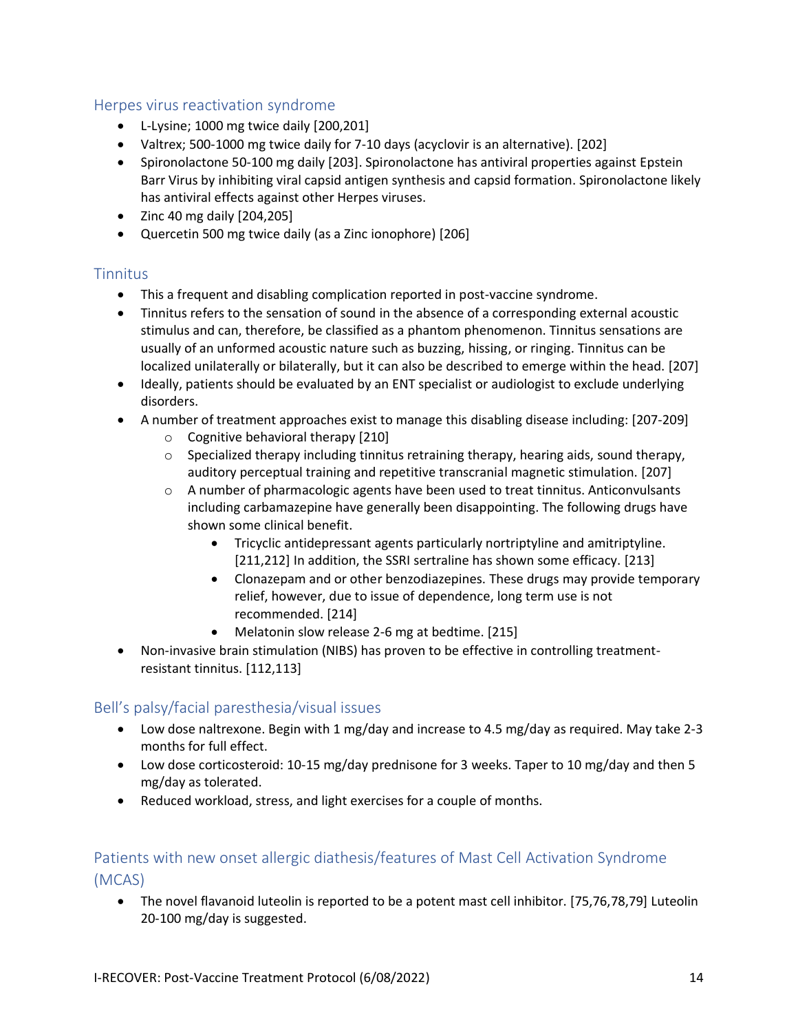## Herpes virus reactivation syndrome

- L-Lysine; 1000 mg twice daily [200,201]
- Valtrex; 500-1000 mg twice daily for 7-10 days (acyclovir is an alternative). [202]
- Spironolactone 50-100 mg daily [203]. Spironolactone has antiviral properties against Epstein Barr Virus by inhibiting viral capsid antigen synthesis and capsid formation. Spironolactone likely has antiviral effects against other Herpes viruses.
- Zinc 40 mg daily [204,205]
- Quercetin 500 mg twice daily (as a Zinc ionophore) [206]

## Tinnitus

- This a frequent and disabling complication reported in post-vaccine syndrome.
- Tinnitus refers to the sensation of sound in the absence of a corresponding external acoustic stimulus and can, therefore, be classified as a phantom phenomenon. Tinnitus sensations are usually of an unformed acoustic nature such as buzzing, hissing, or ringing. Tinnitus can be localized unilaterally or bilaterally, but it can also be described to emerge within the head. [207]
- Ideally, patients should be evaluated by an ENT specialist or audiologist to exclude underlying disorders.
- A number of treatment approaches exist to manage this disabling disease including: [207-209]
  - Cognitive behavioral therapy [210]
  - Specialized therapy including tinnitus retraining therapy, hearing aids, sound therapy, auditory perceptual training and repetitive transcranial magnetic stimulation. [207]
  - A number of pharmacologic agents have been used to treat tinnitus. Anticonvulsants including carbamazepine have generally been disappointing. The following drugs have shown some clinical benefit.
    - Tricyclic antidepressant agents particularly nortriptyline and amitriptyline. [211,212] In addition, the SSRI sertraline has shown some efficacy. [213]
    - Clonazepam and or other benzodiazepines. These drugs may provide temporary relief, however, due to issue of dependence, long term use is not recommended. [214]
    - Melatonin slow release 2-6 mg at bedtime. [215]
- Non-invasive brain stimulation (NIBS) has proven to be effective in controlling treatment-resistant tinnitus. [112,113]

## Bell's palsy/facial paresthesia/visual issues

- Low dose naltrexone. Begin with 1 mg/day and increase to 4.5 mg/day as required. May take 2-3 months for full effect.
- Low dose corticosteroid: 10-15 mg/day prednisone for 3 weeks. Taper to 10 mg/day and then 5 mg/day as tolerated.
- Reduced workload, stress, and light exercises for a couple of months.

## Patients with new onset allergic diathesis/features of Mast Cell Activation Syndrome (MCAS)

- The novel flavanoid luteolin is reported to be a potent mast cell inhibitor. [75,76,78,79] Luteolin 20-100 mg/day is suggested.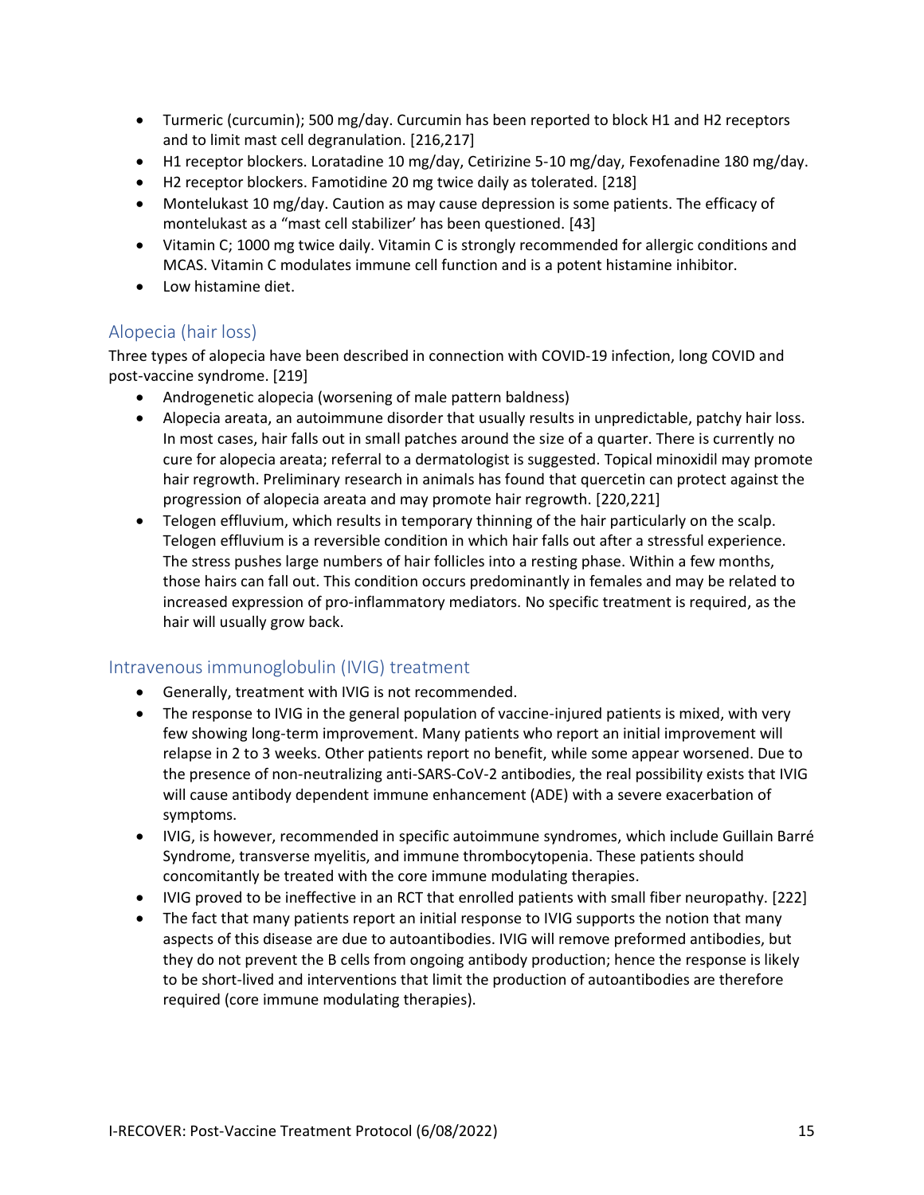- Turmeric (curcumin); 500 mg/day. Curcumin has been reported to block H1 and H2 receptors and to limit mast cell degranulation. [216,217]
- H1 receptor blockers. Loratadine 10 mg/day, Cetirizine 5-10 mg/day, Fexofenadine 180 mg/day.
- H2 receptor blockers. Famotidine 20 mg twice daily as tolerated. [218]
- Montelukast 10 mg/day. Caution as may cause depression is some patients. The efficacy of montelukast as a "mast cell stabilizer' has been questioned. [43]
- Vitamin C; 1000 mg twice daily. Vitamin C is strongly recommended for allergic conditions and MCAS. Vitamin C modulates immune cell function and is a potent histamine inhibitor.
- Low histamine diet.

## Alopecia (hair loss)

Three types of alopecia have been described in connection with COVID-19 infection, long COVID and post-vaccine syndrome. [219]

- Androgenetic alopecia (worsening of male pattern baldness)
- Alopecia areata, an autoimmune disorder that usually results in unpredictable, patchy hair loss. In most cases, hair falls out in small patches around the size of a quarter. There is currently no cure for alopecia areata; referral to a dermatologist is suggested. Topical minoxidil may promote hair regrowth. Preliminary research in animals has found that quercetin can protect against the progression of alopecia areata and may promote hair regrowth. [220,221]
- Telogen effluvium, which results in temporary thinning of the hair particularly on the scalp. Telogen effluvium is a reversible condition in which hair falls out after a stressful experience. The stress pushes large numbers of hair follicles into a resting phase. Within a few months, those hairs can fall out. This condition occurs predominantly in females and may be related to increased expression of pro-inflammatory mediators. No specific treatment is required, as the hair will usually grow back.

## Intravenous immunoglobulin (IVIG) treatment

- Generally, treatment with IVIG is not recommended.
- The response to IVIG in the general population of vaccine-injured patients is mixed, with very few showing long-term improvement. Many patients who report an initial improvement will relapse in 2 to 3 weeks. Other patients report no benefit, while some appear worsened. Due to the presence of non-neutralizing anti-SARS-CoV-2 antibodies, the real possibility exists that IVIG will cause antibody dependent immune enhancement (ADE) with a severe exacerbation of symptoms.
- IVIG, is however, recommended in specific autoimmune syndromes, which include Guillain Barré Syndrome, transverse myelitis, and immune thrombocytopenia. These patients should concomitantly be treated with the core immune modulating therapies.
- IVIG proved to be ineffective in an RCT that enrolled patients with small fiber neuropathy. [222]
- The fact that many patients report an initial response to IVIG supports the notion that many aspects of this disease are due to autoantibodies. IVIG will remove preformed antibodies, but they do not prevent the B cells from ongoing antibody production; hence the response is likely to be short-lived and interventions that limit the production of autoantibodies are therefore required (core immune modulating therapies).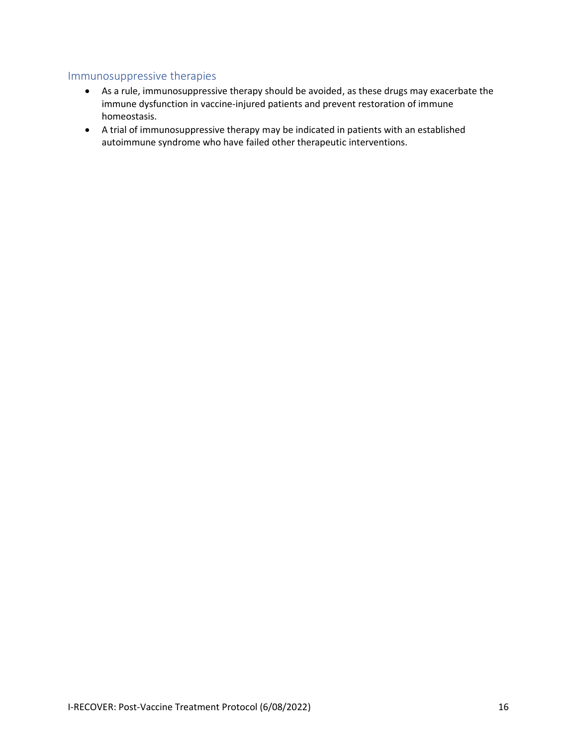## Immunosuppressive therapies

- As a rule, immunosuppressive therapy should be avoided, as these drugs may exacerbate the immune dysfunction in vaccine-injured patients and prevent restoration of immune homeostasis.
- A trial of immunosuppressive therapy may be indicated in patients with an established autoimmune syndrome who have failed other therapeutic interventions.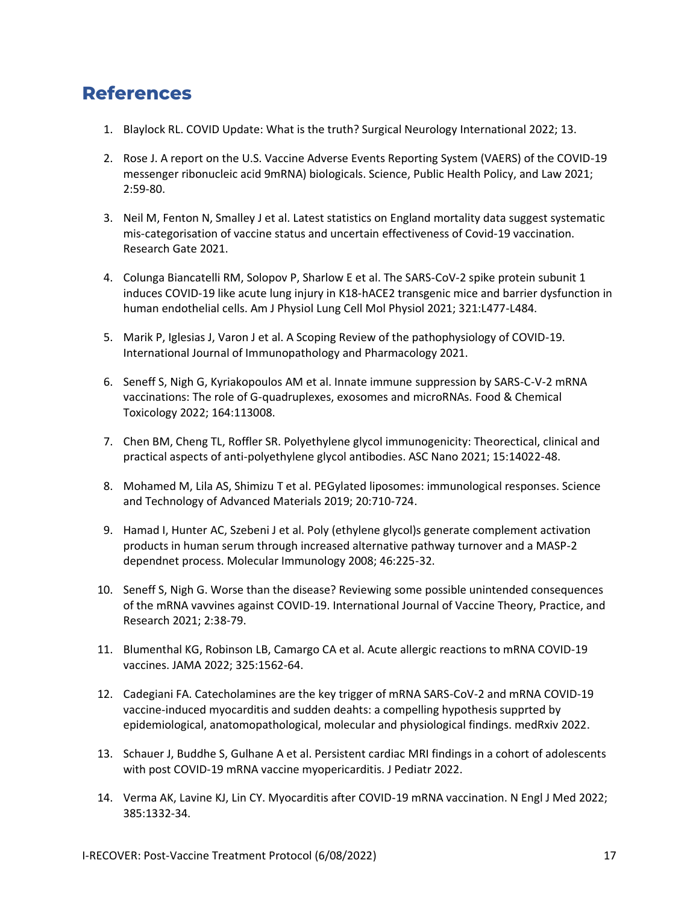## References

1. Blaylock RL. COVID Update: What is the truth? Surgical Neurology International 2022; 13.

2. Rose J. A report on the U.S. Vaccine Adverse Events Reporting System (VAERS) of the COVID-19 messenger ribonucleic acid 9mRNA) biologicals. Science, Public Health Policy, and Law 2021; 2:59-80.

3. Neil M, Fenton N, Smalley J et al. Latest statistics on England mortality data suggest systematic mis-categorisation of vaccine status and uncertain effectiveness of Covid-19 vaccination. Research Gate 2021.

4. Colunga Biancatelli RM, Solopov P, Sharlow E et al. The SARS-CoV-2 spike protein subunit 1 induces COVID-19 like acute lung injury in K18-hACE2 transgenic mice and barrier dysfunction in human endothelial cells. Am J Physiol Lung Cell Mol Physiol 2021; 321:L477-L484.

5. Marik P, Iglesias J, Varon J et al. A Scoping Review of the pathophysiology of COVID-19. International Journal of Immunopathology and Pharmacology 2021.

6. Seneff S, Nigh G, Kyriakopoulos AM et al. Innate immune suppression by SARS-C-V-2 mRNA vaccinations: The role of G-quadruplexes, exosomes and microRNAs. Food & Chemical Toxicology 2022; 164:113008.

7. Chen BM, Cheng TL, Roffler SR. Polyethylene glycol immunogenicity: Theorectical, clinical and practical aspects of anti-polyethylene glycol antibodies. ASC Nano 2021; 15:14022-48.

8. Mohamed M, Lila AS, Shimizu T et al. PEGylated liposomes: immunological responses. Science and Technology of Advanced Materials 2019; 20:710-724.

9. Hamad I, Hunter AC, Szebeni J et al. Poly (ethylene glycol)s generate complement activation products in human serum through increased alternative pathway turnover and a MASP-2 dependnet process. Molecular Immunology 2008; 46:225-32.

10. Seneff S, Nigh G. Worse than the disease? Reviewing some possible unintended consequences of the mRNA vavvines against COVID-19. International Journal of Vaccine Theory, Practice, and Research 2021; 2:38-79.

11. Blumenthal KG, Robinson LB, Camargo CA et al. Acute allergic reactions to mRNA COVID-19 vaccines. JAMA 2022; 325:1562-64.

12. Cadegiani FA. Catecholamines are the key trigger of mRNA SARS-CoV-2 and mRNA COVID-19 vaccine-induced myocarditis and sudden deahts: a compelling hypothesis supprted by epidemiological, anatomopathological, molecular and physiological findings. medRxiv 2022.

13. Schauer J, Buddhe S, Gulhane A et al. Persistent cardiac MRI findings in a cohort of adolescents with post COVID-19 mRNA vaccine myopericarditis. J Pediatr 2022.

14. Verma AK, Lavine KJ, Lin CY. Myocarditis after COVID-19 mRNA vaccination. N Engl J Med 2022; 385:1332-34.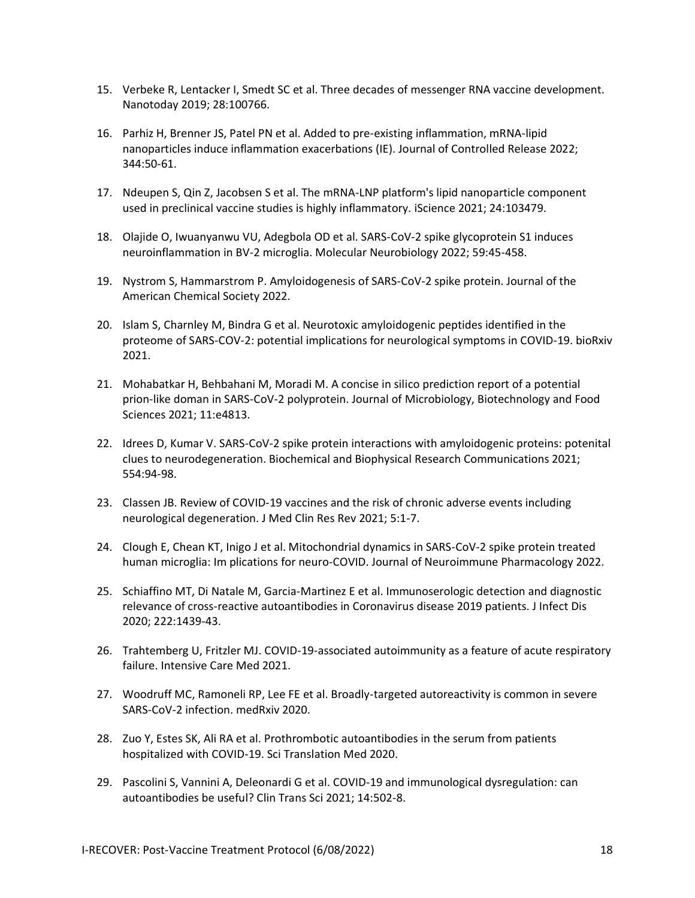15. Verbeke R, Lentacker I, Smedt SC et al. Three decades of messenger RNA vaccine development. Nanotoday 2019; 28:100766.

16. Parhiz H, Brenner JS, Patel PN et al. Added to pre-existing inflammation, mRNA-lipid nanoparticles induce inflammation exacerbations (IE). Journal of Controlled Release 2022; 344:50-61.

17. Ndeupen S, Qin Z, Jacobsen S et al. The mRNA-LNP platform's lipid nanoparticle component used in preclinical vaccine studies is highly inflammatory. iScience 2021; 24:103479.

18. Olajide O, Iwuanyanwu VU, Adegbola OD et al. SARS-CoV-2 spike glycoprotein S1 induces neuroinflammation in BV-2 microglia. Molecular Neurobiology 2022; 59:45-458.

19. Nystrom S, Hammarstrom P. Amyloidogenesis of SARS-CoV-2 spike protein. Journal of the American Chemical Society 2022.

20. Islam S, Charnley M, Bindra G et al. Neurotoxic amyloidogenic peptides identified in the proteome of SARS-COV-2: potential implications for neurological symptoms in COVID-19. bioRxiv 2021.

21. Mohabatkar H, Behbahani M, Moradi M. A concise in silico prediction report of a potential prion-like doman in SARS-CoV-2 polyprotein. Journal of Microbiology, Biotechnology and Food Sciences 2021; 11:e4813.

22. Idrees D, Kumar V. SARS-CoV-2 spike protein interactions with amyloidogenic proteins: potenital clues to neurodegeneration. Biochemical and Biophysical Research Communications 2021; 554:94-98.

23. Classen JB. Review of COVID-19 vaccines and the risk of chronic adverse events including neurological degeneration. J Med Clin Res Rev 2021; 5:1-7.

24. Clough E, Chean KT, Inigo J et al. Mitochondrial dynamics in SARS-CoV-2 spike protein treated human microglia: Im plications for neuro-COVID. Journal of Neuroimmune Pharmacology 2022.

25. Schiaffino MT, Di Natale M, Garcia-Martinez E et al. Immunoserologic detection and diagnostic relevance of cross-reactive autoantibodies in Coronavirus disease 2019 patients. J Infect Dis 2020; 222:1439-43.

26. Trahtemberg U, Fritzler MJ. COVID-19-associated autoimmunity as a feature of acute respiratory failure. Intensive Care Med 2021.

27. Woodruff MC, Ramoneli RP, Lee FE et al. Broadly-targeted autoreactivity is common in severe SARS-CoV-2 infection. medRxiv 2020.

28. Zuo Y, Estes SK, Ali RA et al. Prothrombotic autoantibodies in the serum from patients hospitalized with COVID-19. Sci Translation Med 2020.

29. Pascolini S, Vannini A, Deleonardi G et al. COVID-19 and immunological dysregulation: can autoantibodies be useful? Clin Trans Sci 2021; 14:502-8.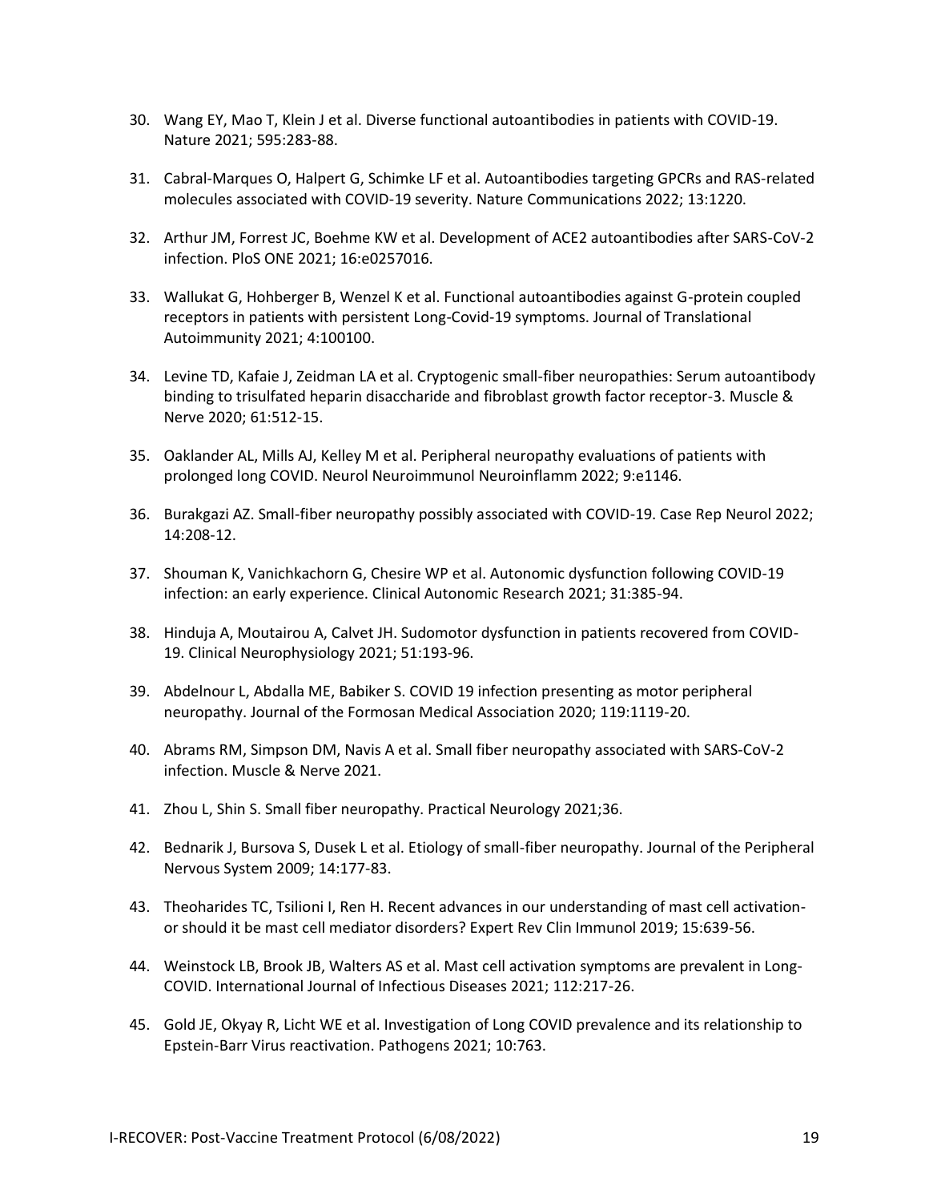30. Wang EY, Mao T, Klein J et al. Diverse functional autoantibodies in patients with COVID-19. Nature 2021; 595:283-88.

31. Cabral-Marques O, Halpert G, Schimke LF et al. Autoantibodies targeting GPCRs and RAS-related molecules associated with COVID-19 severity. Nature Communications 2022; 13:1220.

32. Arthur JM, Forrest JC, Boehme KW et al. Development of ACE2 autoantibodies after SARS-CoV-2 infection. PloS ONE 2021; 16:e0257016.

33. Wallukat G, Hohberger B, Wenzel K et al. Functional autoantibodies against G-protein coupled receptors in patients with persistent Long-Covid-19 symptoms. Journal of Translational Autoimmunity 2021; 4:100100.

34. Levine TD, Kafaie J, Zeidman LA et al. Cryptogenic small-fiber neuropathies: Serum autoantibody binding to trisulfated heparin disaccharide and fibroblast growth factor receptor-3. Muscle & Nerve 2020; 61:512-15.

35. Oaklander AL, Mills AJ, Kelley M et al. Peripheral neuropathy evaluations of patients with prolonged long COVID. Neurol Neuroimmunol Neuroinflamm 2022; 9:e1146.

36. Burakgazi AZ. Small-fiber neuropathy possibly associated with COVID-19. Case Rep Neurol 2022; 14:208-12.

37. Shouman K, Vanichkachorn G, Chesire WP et al. Autonomic dysfunction following COVID-19 infection: an early experience. Clinical Autonomic Research 2021; 31:385-94.

38. Hinduja A, Moutairou A, Calvet JH. Sudomotor dysfunction in patients recovered from COVID-19. Clinical Neurophysiology 2021; 51:193-96.

39. Abdelnour L, Abdalla ME, Babiker S. COVID 19 infection presenting as motor peripheral neuropathy. Journal of the Formosan Medical Association 2020; 119:1119-20.

40. Abrams RM, Simpson DM, Navis A et al. Small fiber neuropathy associated with SARS-CoV-2 infection. Muscle & Nerve 2021.

41. Zhou L, Shin S. Small fiber neuropathy. Practical Neurology 2021;36.

42. Bednarik J, Bursova S, Dusek L et al. Etiology of small-fiber neuropathy. Journal of the Peripheral Nervous System 2009; 14:177-83.

43. Theoharides TC, Tsilioni I, Ren H. Recent advances in our understanding of mast cell activation-or should it be mast cell mediator disorders? Expert Rev Clin Immunol 2019; 15:639-56.

44. Weinstock LB, Brook JB, Walters AS et al. Mast cell activation symptoms are prevalent in Long-COVID. International Journal of Infectious Diseases 2021; 112:217-26.

45. Gold JE, Okyay R, Licht WE et al. Investigation of Long COVID prevalence and its relationship to Epstein-Barr Virus reactivation. Pathogens 2021; 10:763.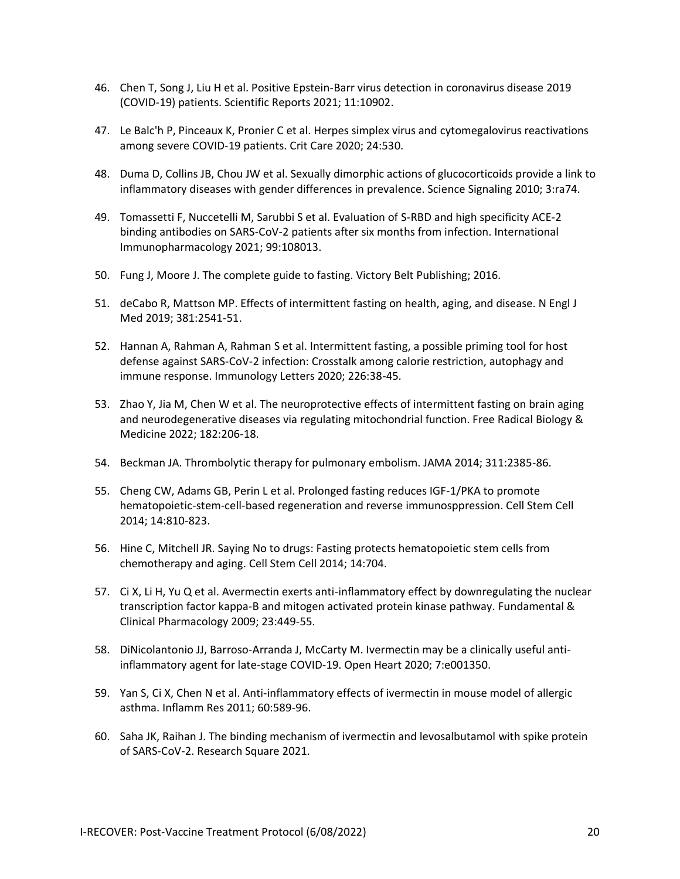46. Chen T, Song J, Liu H et al. Positive Epstein-Barr virus detection in coronavirus disease 2019 (COVID-19) patients. Scientific Reports 2021; 11:10902.
47. Le Balc'h P, Pinceaux K, Pronier C et al. Herpes simplex virus and cytomegalovirus reactivations among severe COVID-19 patients. Crit Care 2020; 24:530.
48. Duma D, Collins JB, Chou JW et al. Sexually dimorphic actions of glucocorticoids provide a link to inflammatory diseases with gender differences in prevalence. Science Signaling 2010; 3:ra74.
49. Tomassetti F, Nuccetelli M, Sarubbi S et al. Evaluation of S-RBD and high specificity ACE-2 binding antibodies on SARS-CoV-2 patients after six months from infection. International Immunopharmacology 2021; 99:108013.
50. Fung J, Moore J. The complete guide to fasting. Victory Belt Publishing; 2016.
51. deCabo R, Mattson MP. Effects of intermittent fasting on health, aging, and disease. N Engl J Med 2019; 381:2541-51.
52. Hannan A, Rahman A, Rahman S et al. Intermittent fasting, a possible priming tool for host defense against SARS-CoV-2 infection: Crosstalk among calorie restriction, autophagy and immune response. Immunology Letters 2020; 226:38-45.
53. Zhao Y, Jia M, Chen W et al. The neuroprotective effects of intermittent fasting on brain aging and neurodegenerative diseases via regulating mitochondrial function. Free Radical Biology & Medicine 2022; 182:206-18.
54. Beckman JA. Thrombolytic therapy for pulmonary embolism. JAMA 2014; 311:2385-86.
55. Cheng CW, Adams GB, Perin L et al. Prolonged fasting reduces IGF-1/PKA to promote hematopoietic-stem-cell-based regeneration and reverse immunosppression. Cell Stem Cell 2014; 14:810-823.
56. Hine C, Mitchell JR. Saying No to drugs: Fasting protects hematopoietic stem cells from chemotherapy and aging. Cell Stem Cell 2014; 14:704.
57. Ci X, Li H, Yu Q et al. Avermectin exerts anti-inflammatory effect by downregulating the nuclear transcription factor kappa-B and mitogen activated protein kinase pathway. Fundamental & Clinical Pharmacology 2009; 23:449-55.
58. DiNicolantonio JJ, Barroso-Arranda J, McCarty M. Ivermectin may be a clinically useful anti-inflammatory agent for late-stage COVID-19. Open Heart 2020; 7:e001350.
59. Yan S, Ci X, Chen N et al. Anti-inflammatory effects of ivermectin in mouse model of allergic asthma. Inflamm Res 2011; 60:589-96.
60. Saha JK, Raihan J. The binding mechanism of ivermectin and levosalbutamol with spike protein of SARS-CoV-2. Research Square 2021.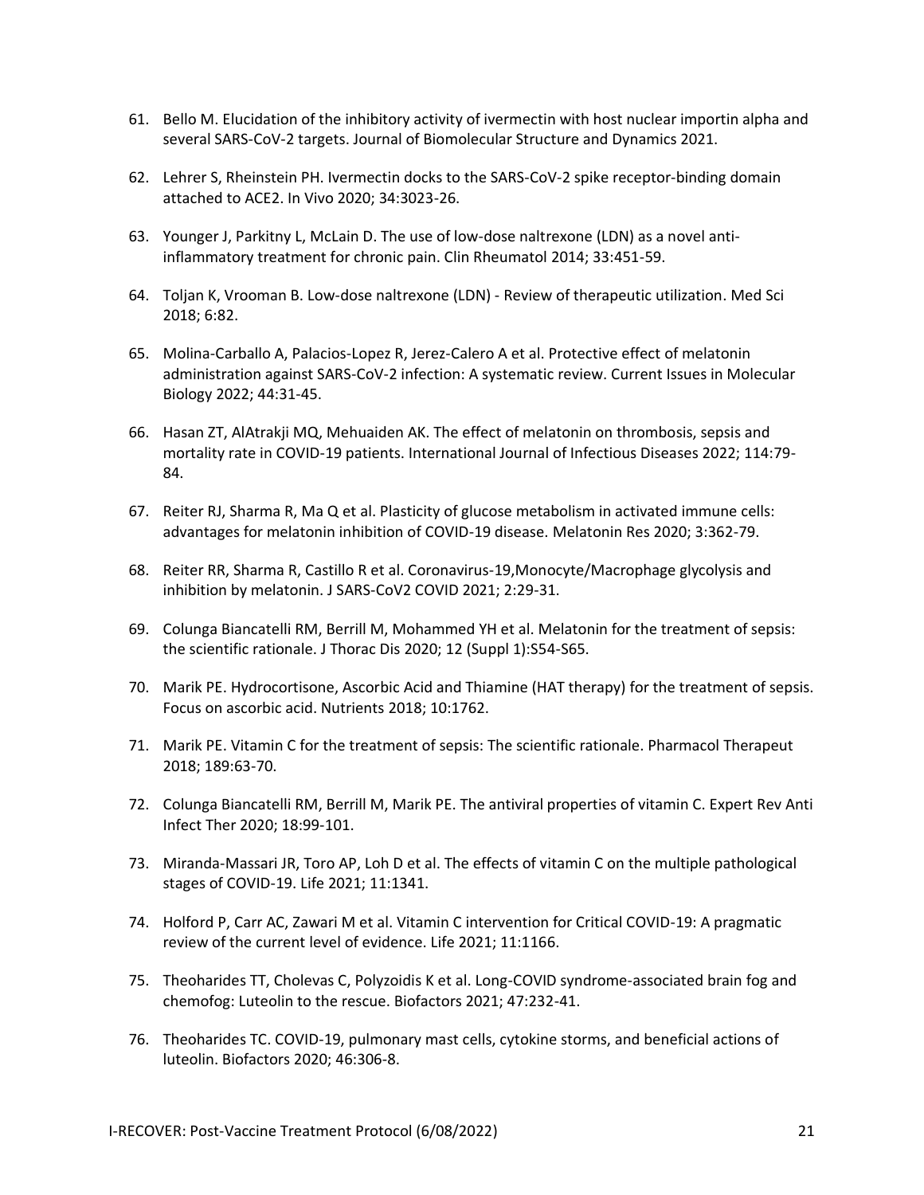61. Bello M. Elucidation of the inhibitory activity of ivermectin with host nuclear importin alpha and several SARS-CoV-2 targets. Journal of Biomolecular Structure and Dynamics 2021.

62. Lehrer S, Rheinstein PH. Ivermectin docks to the SARS-CoV-2 spike receptor-binding domain attached to ACE2. In Vivo 2020; 34:3023-26.

63. Younger J, Parkitny L, McLain D. The use of low-dose naltrexone (LDN) as a novel anti-inflammatory treatment for chronic pain. Clin Rheumatol 2014; 33:451-59.

64. Toljan K, Vrooman B. Low-dose naltrexone (LDN) - Review of therapeutic utilization. Med Sci 2018; 6:82.

65. Molina-Carballo A, Palacios-Lopez R, Jerez-Calero A et al. Protective effect of melatonin administration against SARS-CoV-2 infection: A systematic review. Current Issues in Molecular Biology 2022; 44:31-45.

66. Hasan ZT, AlAtrakji MQ, Mehuaiden AK. The effect of melatonin on thrombosis, sepsis and mortality rate in COVID-19 patients. International Journal of Infectious Diseases 2022; 114:79-84.

67. Reiter RJ, Sharma R, Ma Q et al. Plasticity of glucose metabolism in activated immune cells: advantages for melatonin inhibition of COVID-19 disease. Melatonin Res 2020; 3:362-79.

68. Reiter RR, Sharma R, Castillo R et al. Coronavirus-19,Monocyte/Macrophage glycolysis and inhibition by melatonin. J SARS-CoV2 COVID 2021; 2:29-31.

69. Colunga Biancatelli RM, Berrill M, Mohammed YH et al. Melatonin for the treatment of sepsis: the scientific rationale. J Thorac Dis 2020; 12 (Suppl 1):S54-S65.

70. Marik PE. Hydrocortisone, Ascorbic Acid and Thiamine (HAT therapy) for the treatment of sepsis. Focus on ascorbic acid. Nutrients 2018; 10:1762.

71. Marik PE. Vitamin C for the treatment of sepsis: The scientific rationale. Pharmacol Therapeut 2018; 189:63-70.

72. Colunga Biancatelli RM, Berrill M, Marik PE. The antiviral properties of vitamin C. Expert Rev Anti Infect Ther 2020; 18:99-101.

73. Miranda-Massari JR, Toro AP, Loh D et al. The effects of vitamin C on the multiple pathological stages of COVID-19. Life 2021; 11:1341.

74. Holford P, Carr AC, Zawari M et al. Vitamin C intervention for Critical COVID-19: A pragmatic review of the current level of evidence. Life 2021; 11:1166.

75. Theoharides TT, Cholevas C, Polyzoidis K et al. Long-COVID syndrome-associated brain fog and chemofog: Luteolin to the rescue. Biofactors 2021; 47:232-41.

76. Theoharides TC. COVID-19, pulmonary mast cells, cytokine storms, and beneficial actions of luteolin. Biofactors 2020; 46:306-8.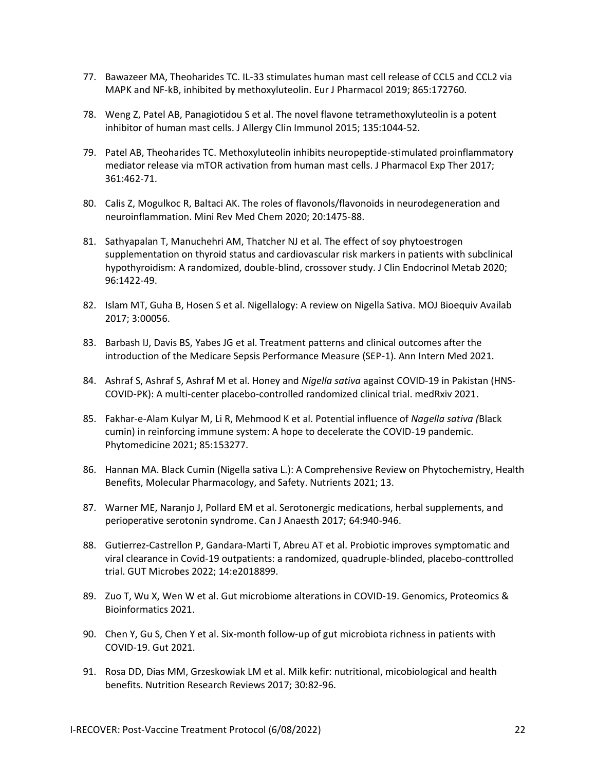77. Bawazeer MA, Theoharides TC. IL-33 stimulates human mast cell release of CCL5 and CCL2 via MAPK and NF-kB, inhibited by methoxyluteolin. Eur J Pharmacol 2019; 865:172760.

78. Weng Z, Patel AB, Panagiotidou S et al. The novel flavone tetramethoxyluteolin is a potent inhibitor of human mast cells. J Allergy Clin Immunol 2015; 135:1044-52.

79. Patel AB, Theoharides TC. Methoxyluteolin inhibits neuropeptide-stimulated proinflammatory mediator release via mTOR activation from human mast cells. J Pharmacol Exp Ther 2017; 361:462-71.

80. Calis Z, Mogulkoc R, Baltaci AK. The roles of flavonols/flavonoids in neurodegeneration and neuroinflammation. Mini Rev Med Chem 2020; 20:1475-88.

81. Sathyapalan T, Manuchehri AM, Thatcher NJ et al. The effect of soy phytoestrogen supplementation on thyroid status and cardiovascular risk markers in patients with subclinical hypothyroidism: A randomized, double-blind, crossover study. J Clin Endocrinol Metab 2020; 96:1422-49.

82. Islam MT, Guha B, Hosen S et al. Nigellalogy: A review on Nigella Sativa. MOJ Bioequiv Availab 2017; 3:00056.

83. Barbash IJ, Davis BS, Yabes JG et al. Treatment patterns and clinical outcomes after the introduction of the Medicare Sepsis Performance Measure (SEP-1). Ann Intern Med 2021.

84. Ashraf S, Ashraf S, Ashraf M et al. Honey and *Nigella sativa* against COVID-19 in Pakistan (HNS-COVID-PK): A multi-center placebo-controlled randomized clinical trial. medRxiv 2021.

85. Fakhar-e-Alam Kulyar M, Li R, Mehmood K et al. Potential influence of *Nagella sativa (*Black cumin) in reinforcing immune system: A hope to decelerate the COVID-19 pandemic. Phytomedicine 2021; 85:153277.

86. Hannan MA. Black Cumin (Nigella sativa L.): A Comprehensive Review on Phytochemistry, Health Benefits, Molecular Pharmacology, and Safety. Nutrients 2021; 13.

87. Warner ME, Naranjo J, Pollard EM et al. Serotonergic medications, herbal supplements, and perioperative serotonin syndrome. Can J Anaesth 2017; 64:940-946.

88. Gutierrez-Castrellon P, Gandara-Marti T, Abreu AT et al. Probiotic improves symptomatic and viral clearance in Covid-19 outpatients: a randomized, quadruple-blinded, placebo-conttrolled trial. GUT Microbes 2022; 14:e2018899.

89. Zuo T, Wu X, Wen W et al. Gut microbiome alterations in COVID-19. Genomics, Proteomics & Bioinformatics 2021.

90. Chen Y, Gu S, Chen Y et al. Six-month follow-up of gut microbiota richness in patients with COVID-19. Gut 2021.

91. Rosa DD, Dias MM, Grzeskowiak LM et al. Milk kefir: nutritional, micobiological and health benefits. Nutrition Research Reviews 2017; 30:82-96.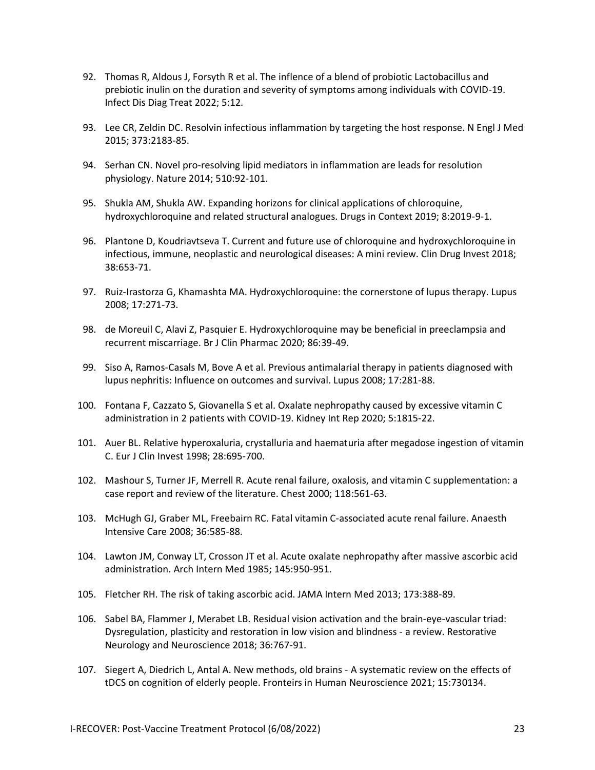92. Thomas R, Aldous J, Forsyth R et al. The inflence of a blend of probiotic Lactobacillus and prebiotic inulin on the duration and severity of symptoms among individuals with COVID-19. Infect Dis Diag Treat 2022; 5:12.

93. Lee CR, Zeldin DC. Resolvin infectious inflammation by targeting the host response. N Engl J Med 2015; 373:2183-85.

94. Serhan CN. Novel pro-resolving lipid mediators in inflammation are leads for resolution physiology. Nature 2014; 510:92-101.

95. Shukla AM, Shukla AW. Expanding horizons for clinical applications of chloroquine, hydroxychloroquine and related structural analogues. Drugs in Context 2019; 8:2019-9-1.

96. Plantone D, Koudriavtseva T. Current and future use of chloroquine and hydroxychloroquine in infectious, immune, neoplastic and neurological diseases: A mini review. Clin Drug Invest 2018; 38:653-71.

97. Ruiz-Irastorza G, Khamashta MA. Hydroxychloroquine: the cornerstone of lupus therapy. Lupus 2008; 17:271-73.

98. de Moreuil C, Alavi Z, Pasquier E. Hydroxychloroquine may be beneficial in preeclampsia and recurrent miscarriage. Br J Clin Pharmac 2020; 86:39-49.

99. Siso A, Ramos-Casals M, Bove A et al. Previous antimalarial therapy in patients diagnosed with lupus nephritis: Influence on outcomes and survival. Lupus 2008; 17:281-88.

100. Fontana F, Cazzato S, Giovanella S et al. Oxalate nephropathy caused by excessive vitamin C administration in 2 patients with COVID-19. Kidney Int Rep 2020; 5:1815-22.

101. Auer BL. Relative hyperoxaluria, crystalluria and haematuria after megadose ingestion of vitamin C. Eur J Clin Invest 1998; 28:695-700.

102. Mashour S, Turner JF, Merrell R. Acute renal failure, oxalosis, and vitamin C supplementation: a case report and review of the literature. Chest 2000; 118:561-63.

103. McHugh GJ, Graber ML, Freebairn RC. Fatal vitamin C-associated acute renal failure. Anaesth Intensive Care 2008; 36:585-88.

104. Lawton JM, Conway LT, Crosson JT et al. Acute oxalate nephropathy after massive ascorbic acid administration. Arch Intern Med 1985; 145:950-951.

105. Fletcher RH. The risk of taking ascorbic acid. JAMA Intern Med 2013; 173:388-89.

106. Sabel BA, Flammer J, Merabet LB. Residual vision activation and the brain-eye-vascular triad: Dysregulation, plasticity and restoration in low vision and blindness - a review. Restorative Neurology and Neuroscience 2018; 36:767-91.

107. Siegert A, Diedrich L, Antal A. New methods, old brains - A systematic review on the effects of tDCS on cognition of elderly people. Fronteirs in Human Neuroscience 2021; 15:730134.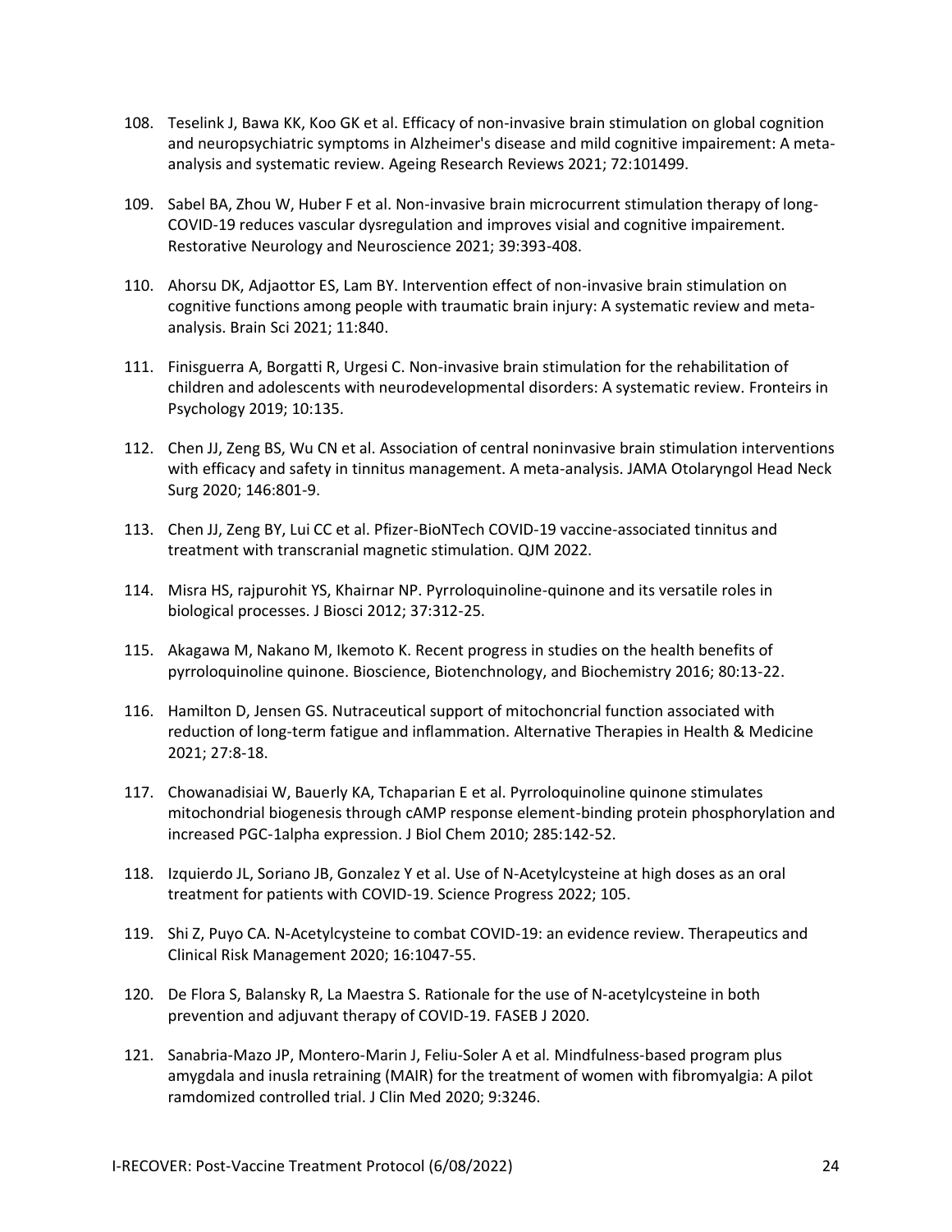108. Teselink J, Bawa KK, Koo GK et al. Efficacy of non-invasive brain stimulation on global cognition and neuropsychiatric symptoms in Alzheimer's disease and mild cognitive impairement: A meta-analysis and systematic review. Ageing Research Reviews 2021; 72:101499.

109. Sabel BA, Zhou W, Huber F et al. Non-invasive brain microcurrent stimulation therapy of long-COVID-19 reduces vascular dysregulation and improves visial and cognitive impairement. Restorative Neurology and Neuroscience 2021; 39:393-408.

110. Ahorsu DK, Adjaottor ES, Lam BY. Intervention effect of non-invasive brain stimulation on cognitive functions among people with traumatic brain injury: A systematic review and meta-analysis. Brain Sci 2021; 11:840.

111. Finisguerra A, Borgatti R, Urgesi C. Non-invasive brain stimulation for the rehabilitation of children and adolescents with neurodevelopmental disorders: A systematic review. Fronteirs in Psychology 2019; 10:135.

112. Chen JJ, Zeng BS, Wu CN et al. Association of central noninvasive brain stimulation interventions with efficacy and safety in tinnitus management. A meta-analysis. JAMA Otolaryngol Head Neck Surg 2020; 146:801-9.

113. Chen JJ, Zeng BY, Lui CC et al. Pfizer-BioNTech COVID-19 vaccine-associated tinnitus and treatment with transcranial magnetic stimulation. QJM 2022.

114. Misra HS, rajpurohit YS, Khairnar NP. Pyrroloquinoline-quinone and its versatile roles in biological processes. J Biosci 2012; 37:312-25.

115. Akagawa M, Nakano M, Ikemoto K. Recent progress in studies on the health benefits of pyrroloquinoline quinone. Bioscience, Biotenchnology, and Biochemistry 2016; 80:13-22.

116. Hamilton D, Jensen GS. Nutraceutical support of mitochoncrial function associated with reduction of long-term fatigue and inflammation. Alternative Therapies in Health & Medicine 2021; 27:8-18.

117. Chowanadisiai W, Bauerly KA, Tchaparian E et al. Pyrroloquinoline quinone stimulates mitochondrial biogenesis through cAMP response element-binding protein phosphorylation and increased PGC-1alpha expression. J Biol Chem 2010; 285:142-52.

118. Izquierdo JL, Soriano JB, Gonzalez Y et al. Use of N-Acetylcysteine at high doses as an oral treatment for patients with COVID-19. Science Progress 2022; 105.

119. Shi Z, Puyo CA. N-Acetylcysteine to combat COVID-19: an evidence review. Therapeutics and Clinical Risk Management 2020; 16:1047-55.

120. De Flora S, Balansky R, La Maestra S. Rationale for the use of N-acetylcysteine in both prevention and adjuvant therapy of COVID-19. FASEB J 2020.

121. Sanabria-Mazo JP, Montero-Marin J, Feliu-Soler A et al. Mindfulness-based program plus amygdala and inusla retraining (MAIR) for the treatment of women with fibromyalgia: A pilot ramdomized controlled trial. J Clin Med 2020; 9:3246.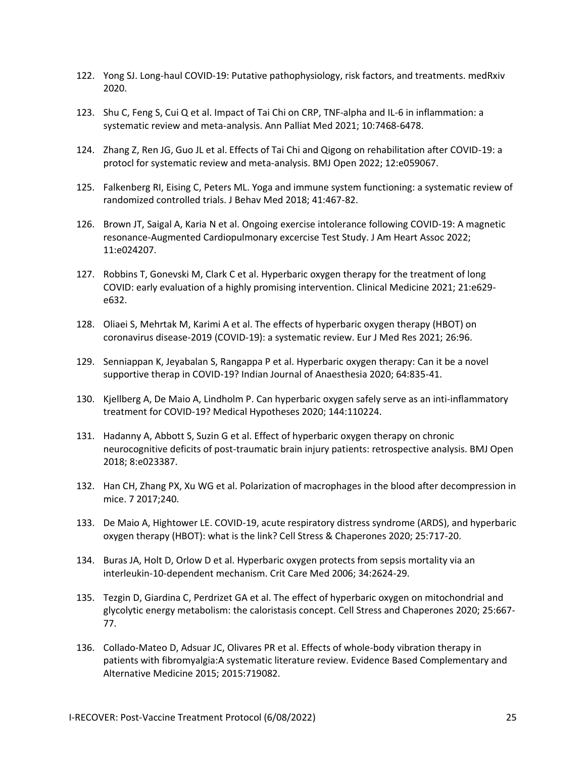122. Yong SJ. Long-haul COVID-19: Putative pathophysiology, risk factors, and treatments. medRxiv 2020.
123. Shu C, Feng S, Cui Q et al. Impact of Tai Chi on CRP, TNF-alpha and IL-6 in inflammation: a systematic review and meta-analysis. Ann Palliat Med 2021; 10:7468-6478.
124. Zhang Z, Ren JG, Guo JL et al. Effects of Tai Chi and Qigong on rehabilitation after COVID-19: a protocl for systematic review and meta-analysis. BMJ Open 2022; 12:e059067.
125. Falkenberg RI, Eising C, Peters ML. Yoga and immune system functioning: a systematic review of randomized controlled trials. J Behav Med 2018; 41:467-82.
126. Brown JT, Saigal A, Karia N et al. Ongoing exercise intolerance following COVID-19: A magnetic resonance-Augmented Cardiopulmonary excercise Test Study. J Am Heart Assoc 2022; 11:e024207.
127. Robbins T, Gonevski M, Clark C et al. Hyperbaric oxygen therapy for the treatment of long COVID: early evaluation of a highly promising intervention. Clinical Medicine 2021; 21:e629-e632.
128. Oliaei S, Mehrtak M, Karimi A et al. The effects of hyperbaric oxygen therapy (HBOT) on coronavirus disease-2019 (COVID-19): a systematic review. Eur J Med Res 2021; 26:96.
129. Senniappan K, Jeyabalan S, Rangappa P et al. Hyperbaric oxygen therapy: Can it be a novel supportive therap in COVID-19? Indian Journal of Anaesthesia 2020; 64:835-41.
130. Kjellberg A, De Maio A, Lindholm P. Can hyperbaric oxygen safely serve as an inti-inflammatory treatment for COVID-19? Medical Hypotheses 2020; 144:110224.
131. Hadanny A, Abbott S, Suzin G et al. Effect of hyperbaric oxygen therapy on chronic neurocognitive deficits of post-traumatic brain injury patients: retrospective analysis. BMJ Open 2018; 8:e023387.
132. Han CH, Zhang PX, Xu WG et al. Polarization of macrophages in the blood after decompression in mice. 7 2017;240.
133. De Maio A, Hightower LE. COVID-19, acute respiratory distress syndrome (ARDS), and hyperbaric oxygen therapy (HBOT): what is the link? Cell Stress & Chaperones 2020; 25:717-20.
134. Buras JA, Holt D, Orlow D et al. Hyperbaric oxygen protects from sepsis mortality via an interleukin-10-dependent mechanism. Crit Care Med 2006; 34:2624-29.
135. Tezgin D, Giardina C, Perdrizet GA et al. The effect of hyperbaric oxygen on mitochondrial and glycolytic energy metabolism: the caloristasis concept. Cell Stress and Chaperones 2020; 25:667-77.
136. Collado-Mateo D, Adsuar JC, Olivares PR et al. Effects of whole-body vibration therapy in patients with fibromyalgia:A systematic literature review. Evidence Based Complementary and Alternative Medicine 2015; 2015:719082.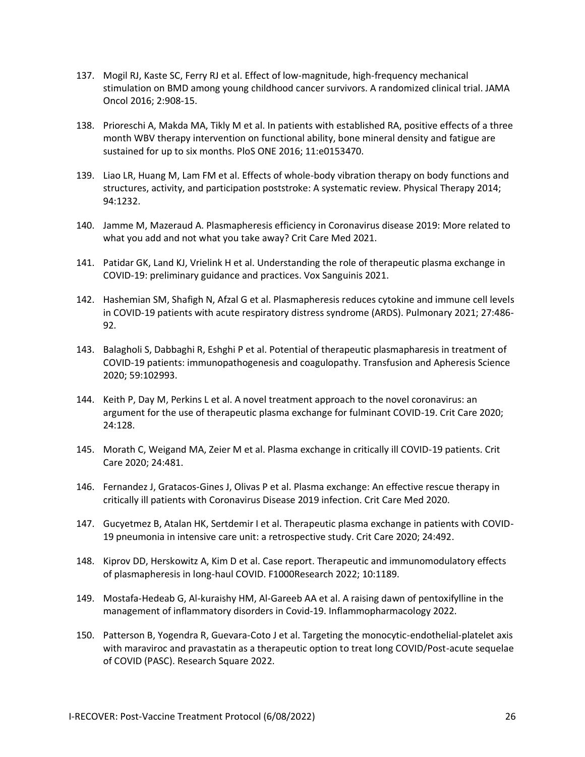137. Mogil RJ, Kaste SC, Ferry RJ et al. Effect of low-magnitude, high-frequency mechanical stimulation on BMD among young childhood cancer survivors. A randomized clinical trial. JAMA Oncol 2016; 2:908-15.

138. Prioreschi A, Makda MA, Tikly M et al. In patients with established RA, positive effects of a three month WBV therapy intervention on functional ability, bone mineral density and fatigue are sustained for up to six months. PloS ONE 2016; 11:e0153470.

139. Liao LR, Huang M, Lam FM et al. Effects of whole-body vibration therapy on body functions and structures, activity, and participation poststroke: A systematic review. Physical Therapy 2014; 94:1232.

140. Jamme M, Mazeraud A. Plasmapheresis efficiency in Coronavirus disease 2019: More related to what you add and not what you take away? Crit Care Med 2021.

141. Patidar GK, Land KJ, Vrielink H et al. Understanding the role of therapeutic plasma exchange in COVID-19: preliminary guidance and practices. Vox Sanguinis 2021.

142. Hashemian SM, Shafigh N, Afzal G et al. Plasmapheresis reduces cytokine and immune cell levels in COVID-19 patients with acute respiratory distress syndrome (ARDS). Pulmonary 2021; 27:486-92.

143. Balagholi S, Dabbaghi R, Eshghi P et al. Potential of therapeutic plasmapharesis in treatment of COVID-19 patients: immunopathogenesis and coagulopathy. Transfusion and Apheresis Science 2020; 59:102993.

144. Keith P, Day M, Perkins L et al. A novel treatment approach to the novel coronavirus: an argument for the use of therapeutic plasma exchange for fulminant COVID-19. Crit Care 2020; 24:128.

145. Morath C, Weigand MA, Zeier M et al. Plasma exchange in critically ill COVID-19 patients. Crit Care 2020; 24:481.

146. Fernandez J, Gratacos-Gines J, Olivas P et al. Plasma exchange: An effective rescue therapy in critically ill patients with Coronavirus Disease 2019 infection. Crit Care Med 2020.

147. Gucyetmez B, Atalan HK, Sertdemir I et al. Therapeutic plasma exchange in patients with COVID-19 pneumonia in intensive care unit: a retrospective study. Crit Care 2020; 24:492.

148. Kiprov DD, Herskowitz A, Kim D et al. Case report. Therapeutic and immunomodulatory effects of plasmapheresis in long-haul COVID. F1000Research 2022; 10:1189.

149. Mostafa-Hedeab G, Al-kuraishy HM, Al-Gareeb AA et al. A raising dawn of pentoxifylline in the management of inflammatory disorders in Covid-19. Inflammopharmacology 2022.

150. Patterson B, Yogendra R, Guevara-Coto J et al. Targeting the monocytic-endothelial-platelet axis with maraviroc and pravastatin as a therapeutic option to treat long COVID/Post-acute sequelae of COVID (PASC). Research Square 2022.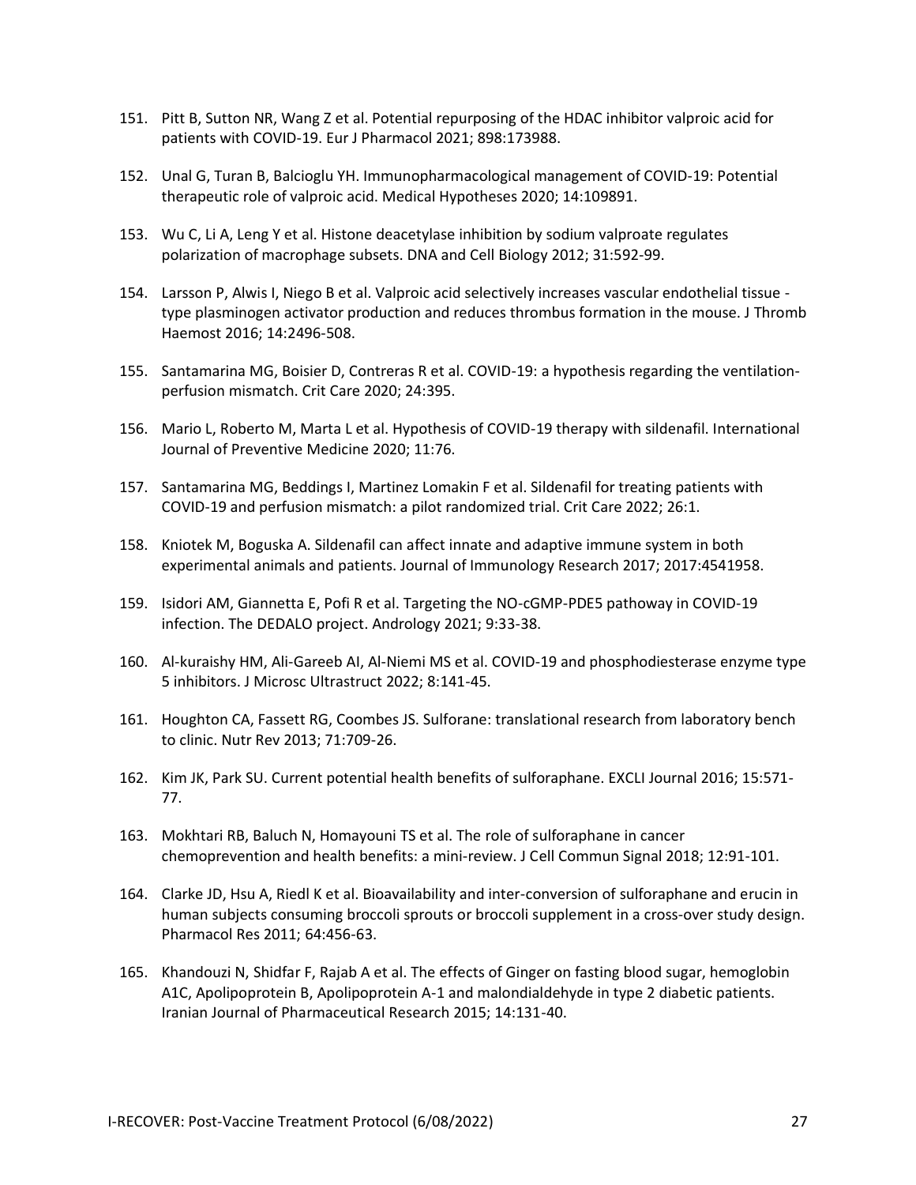151. Pitt B, Sutton NR, Wang Z et al. Potential repurposing of the HDAC inhibitor valproic acid for patients with COVID-19. Eur J Pharmacol 2021; 898:173988.

152. Unal G, Turan B, Balcioglu YH. Immunopharmacological management of COVID-19: Potential therapeutic role of valproic acid. Medical Hypotheses 2020; 14:109891.

153. Wu C, Li A, Leng Y et al. Histone deacetylase inhibition by sodium valproate regulates polarization of macrophage subsets. DNA and Cell Biology 2012; 31:592-99.

154. Larsson P, Alwis I, Niego B et al. Valproic acid selectively increases vascular endothelial tissue - type plasminogen activator production and reduces thrombus formation in the mouse. J Thromb Haemost 2016; 14:2496-508.

155. Santamarina MG, Boisier D, Contreras R et al. COVID-19: a hypothesis regarding the ventilation-perfusion mismatch. Crit Care 2020; 24:395.

156. Mario L, Roberto M, Marta L et al. Hypothesis of COVID-19 therapy with sildenafil. International Journal of Preventive Medicine 2020; 11:76.

157. Santamarina MG, Beddings I, Martinez Lomakin F et al. Sildenafil for treating patients with COVID-19 and perfusion mismatch: a pilot randomized trial. Crit Care 2022; 26:1.

158. Kniotek M, Boguska A. Sildenafil can affect innate and adaptive immune system in both experimental animals and patients. Journal of Immunology Research 2017; 2017:4541958.

159. Isidori AM, Giannetta E, Pofi R et al. Targeting the NO-cGMP-PDE5 pathoway in COVID-19 infection. The DEDALO project. Andrology 2021; 9:33-38.

160. Al-kuraishy HM, Ali-Gareeb AI, Al-Niemi MS et al. COVID-19 and phosphodiesterase enzyme type 5 inhibitors. J Microsc Ultrastruct 2022; 8:141-45.

161. Houghton CA, Fassett RG, Coombes JS. Sulforane: translational research from laboratory bench to clinic. Nutr Rev 2013; 71:709-26.

162. Kim JK, Park SU. Current potential health benefits of sulforaphane. EXCLI Journal 2016; 15:571-77.

163. Mokhtari RB, Baluch N, Homayouni TS et al. The role of sulforaphane in cancer chemoprevention and health benefits: a mini-review. J Cell Commun Signal 2018; 12:91-101.

164. Clarke JD, Hsu A, Riedl K et al. Bioavailability and inter-conversion of sulforaphane and erucin in human subjects consuming broccoli sprouts or broccoli supplement in a cross-over study design. Pharmacol Res 2011; 64:456-63.

165. Khandouzi N, Shidfar F, Rajab A et al. The effects of Ginger on fasting blood sugar, hemoglobin A1C, Apolipoprotein B, Apolipoprotein A-1 and malondialdehyde in type 2 diabetic patients. Iranian Journal of Pharmaceutical Research 2015; 14:131-40.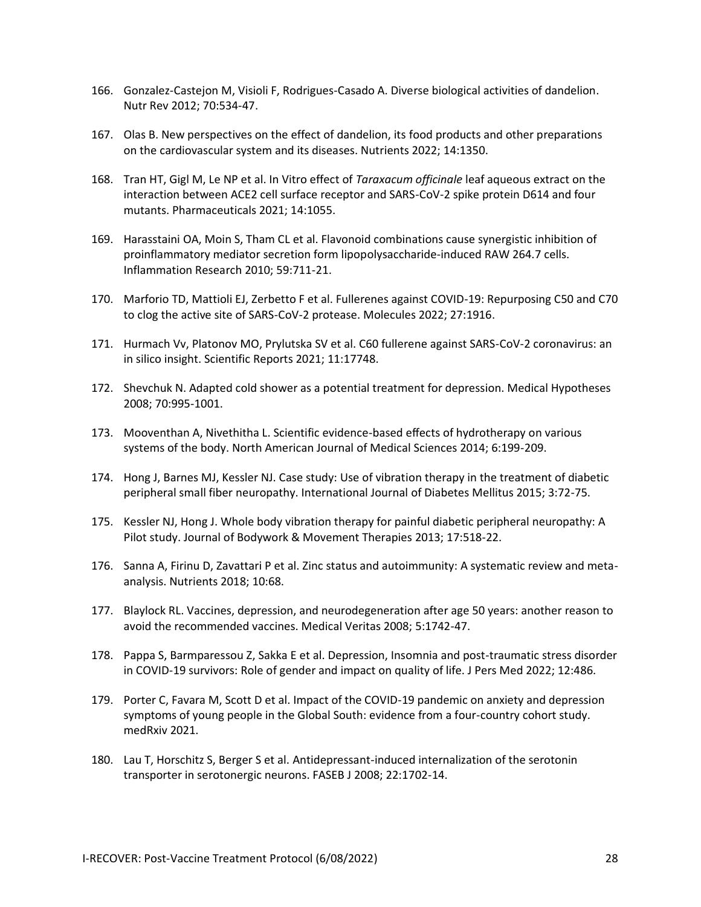166. Gonzalez-Castejon M, Visioli F, Rodrigues-Casado A. Diverse biological activities of dandelion. Nutr Rev 2012; 70:534-47.

167. Olas B. New perspectives on the effect of dandelion, its food products and other preparations on the cardiovascular system and its diseases. Nutrients 2022; 14:1350.

168. Tran HT, Gigl M, Le NP et al. In Vitro effect of *Taraxacum officinale* leaf aqueous extract on the interaction between ACE2 cell surface receptor and SARS-CoV-2 spike protein D614 and four mutants. Pharmaceuticals 2021; 14:1055.

169. Harasstaini OA, Moin S, Tham CL et al. Flavonoid combinations cause synergistic inhibition of proinflammatory mediator secretion form lipopolysaccharide-induced RAW 264.7 cells. Inflammation Research 2010; 59:711-21.

170. Marforio TD, Mattioli EJ, Zerbetto F et al. Fullerenes against COVID-19: Repurposing C50 and C70 to clog the active site of SARS-CoV-2 protease. Molecules 2022; 27:1916.

171. Hurmach Vv, Platonov MO, Prylutska SV et al. C60 fullerene against SARS-CoV-2 coronavirus: an in silico insight. Scientific Reports 2021; 11:17748.

172. Shevchuk N. Adapted cold shower as a potential treatment for depression. Medical Hypotheses 2008; 70:995-1001.

173. Mooventhan A, Nivethitha L. Scientific evidence-based effects of hydrotherapy on various systems of the body. North American Journal of Medical Sciences 2014; 6:199-209.

174. Hong J, Barnes MJ, Kessler NJ. Case study: Use of vibration therapy in the treatment of diabetic peripheral small fiber neuropathy. International Journal of Diabetes Mellitus 2015; 3:72-75.

175. Kessler NJ, Hong J. Whole body vibration therapy for painful diabetic peripheral neuropathy: A Pilot study. Journal of Bodywork & Movement Therapies 2013; 17:518-22.

176. Sanna A, Firinu D, Zavattari P et al. Zinc status and autoimmunity: A systematic review and meta-analysis. Nutrients 2018; 10:68.

177. Blaylock RL. Vaccines, depression, and neurodegeneration after age 50 years: another reason to avoid the recommended vaccines. Medical Veritas 2008; 5:1742-47.

178. Pappa S, Barmparessou Z, Sakka E et al. Depression, Insomnia and post-traumatic stress disorder in COVID-19 survivors: Role of gender and impact on quality of life. J Pers Med 2022; 12:486.

179. Porter C, Favara M, Scott D et al. Impact of the COVID-19 pandemic on anxiety and depression symptoms of young people in the Global South: evidence from a four-country cohort study. medRxiv 2021.

180. Lau T, Horschitz S, Berger S et al. Antidepressant-induced internalization of the serotonin transporter in serotonergic neurons. FASEB J 2008; 22:1702-14.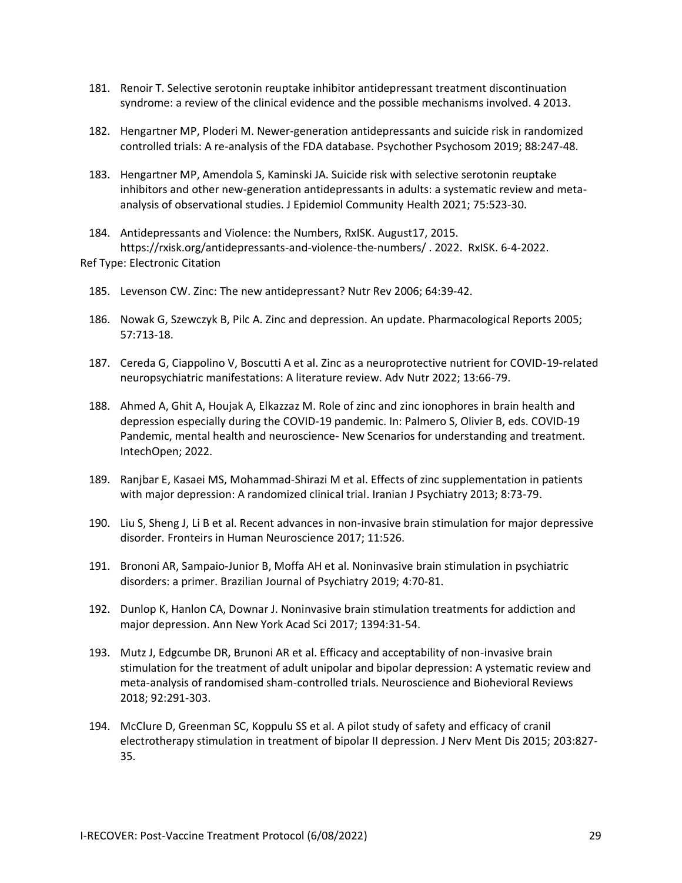181. Renoir T. Selective serotonin reuptake inhibitor antidepressant treatment discontinuation syndrome: a review of the clinical evidence and the possible mechanisms involved. 4 2013.

182. Hengartner MP, Ploderi M. Newer-generation antidepressants and suicide risk in randomized controlled trials: A re-analysis of the FDA database. Psychother Psychosom 2019; 88:247-48.

183. Hengartner MP, Amendola S, Kaminski JA. Suicide risk with selective serotonin reuptake inhibitors and other new-generation antidepressants in adults: a systematic review and meta-analysis of observational studies. J Epidemiol Community Health 2021; 75:523-30.

184. Antidepressants and Violence: the Numbers, RxISK. August17, 2015. https://rxisk.org/antidepressants-and-violence-the-numbers/ . 2022. RxISK. 6-4-2022.

Ref Type: Electronic Citation

185. Levenson CW. Zinc: The new antidepressant? Nutr Rev 2006; 64:39-42.

186. Nowak G, Szewczyk B, Pilc A. Zinc and depression. An update. Pharmacological Reports 2005; 57:713-18.

187. Cereda G, Ciappolino V, Boscutti A et al. Zinc as a neuroprotective nutrient for COVID-19-related neuropsychiatric manifestations: A literature review. Adv Nutr 2022; 13:66-79.

188. Ahmed A, Ghit A, Houjak A, Elkazzaz M. Role of zinc and zinc ionophores in brain health and depression especially during the COVID-19 pandemic. In: Palmero S, Olivier B, eds. COVID-19 Pandemic, mental health and neuroscience- New Scenarios for understanding and treatment. IntechOpen; 2022.

189. Ranjbar E, Kasaei MS, Mohammad-Shirazi M et al. Effects of zinc supplementation in patients with major depression: A randomized clinical trial. Iranian J Psychiatry 2013; 8:73-79.

190. Liu S, Sheng J, Li B et al. Recent advances in non-invasive brain stimulation for major depressive disorder. Fronteirs in Human Neuroscience 2017; 11:526.

191. Brononi AR, Sampaio-Junior B, Moffa AH et al. Noninvasive brain stimulation in psychiatric disorders: a primer. Brazilian Journal of Psychiatry 2019; 4:70-81.

192. Dunlop K, Hanlon CA, Downar J. Noninvasive brain stimulation treatments for addiction and major depression. Ann New York Acad Sci 2017; 1394:31-54.

193. Mutz J, Edgcumbe DR, Brunoni AR et al. Efficacy and acceptability of non-invasive brain stimulation for the treatment of adult unipolar and bipolar depression: A ystematic review and meta-analysis of randomised sham-controlled trials. Neuroscience and Biohevioral Reviews 2018; 92:291-303.

194. McClure D, Greenman SC, Koppulu SS et al. A pilot study of safety and efficacy of cranil electrotherapy stimulation in treatment of bipolar II depression. J Nerv Ment Dis 2015; 203:827-35.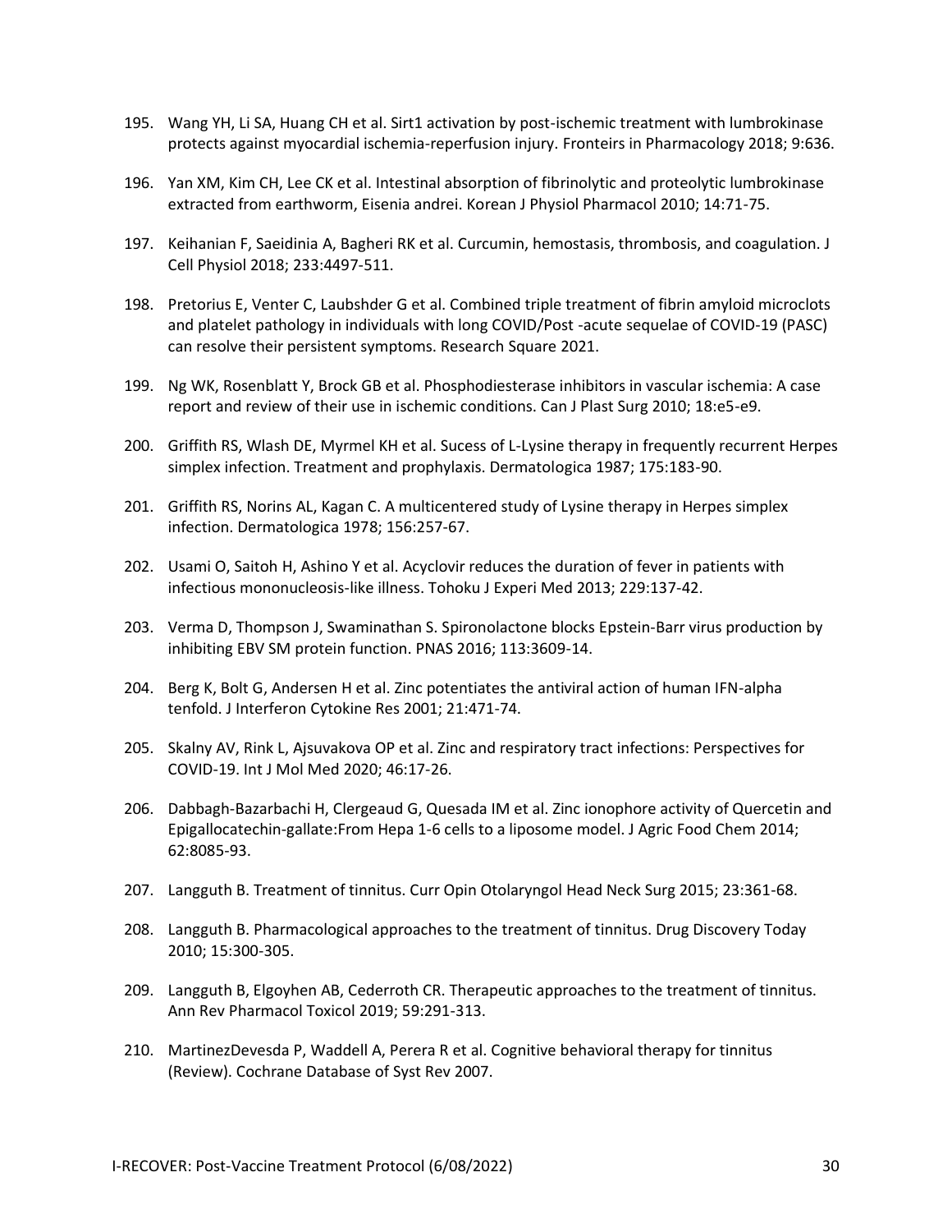195. Wang YH, Li SA, Huang CH et al. Sirt1 activation by post-ischemic treatment with lumbrokinase protects against myocardial ischemia-reperfusion injury. Fronteirs in Pharmacology 2018; 9:636.

196. Yan XM, Kim CH, Lee CK et al. Intestinal absorption of fibrinolytic and proteolytic lumbrokinase extracted from earthworm, Eisenia andrei. Korean J Physiol Pharmacol 2010; 14:71-75.

197. Keihanian F, Saeidinia A, Bagheri RK et al. Curcumin, hemostasis, thrombosis, and coagulation. J Cell Physiol 2018; 233:4497-511.

198. Pretorius E, Venter C, Laubshder G et al. Combined triple treatment of fibrin amyloid microclots and platelet pathology in individuals with long COVID/Post -acute sequelae of COVID-19 (PASC) can resolve their persistent symptoms. Research Square 2021.

199. Ng WK, Rosenblatt Y, Brock GB et al. Phosphodiesterase inhibitors in vascular ischemia: A case report and review of their use in ischemic conditions. Can J Plast Surg 2010; 18:e5-e9.

200. Griffith RS, Wlash DE, Myrmel KH et al. Sucess of L-Lysine therapy in frequently recurrent Herpes simplex infection. Treatment and prophylaxis. Dermatologica 1987; 175:183-90.

201. Griffith RS, Norins AL, Kagan C. A multicentered study of Lysine therapy in Herpes simplex infection. Dermatologica 1978; 156:257-67.

202. Usami O, Saitoh H, Ashino Y et al. Acyclovir reduces the duration of fever in patients with infectious mononucleosis-like illness. Tohoku J Experi Med 2013; 229:137-42.

203. Verma D, Thompson J, Swaminathan S. Spironolactone blocks Epstein-Barr virus production by inhibiting EBV SM protein function. PNAS 2016; 113:3609-14.

204. Berg K, Bolt G, Andersen H et al. Zinc potentiates the antiviral action of human IFN-alpha tenfold. J Interferon Cytokine Res 2001; 21:471-74.

205. Skalny AV, Rink L, Ajsuvakova OP et al. Zinc and respiratory tract infections: Perspectives for COVID-19. Int J Mol Med 2020; 46:17-26.

206. Dabbagh-Bazarbachi H, Clergeaud G, Quesada IM et al. Zinc ionophore activity of Quercetin and Epigallocatechin-gallate:From Hepa 1-6 cells to a liposome model. J Agric Food Chem 2014; 62:8085-93.

207. Langguth B. Treatment of tinnitus. Curr Opin Otolaryngol Head Neck Surg 2015; 23:361-68.

208. Langguth B. Pharmacological approaches to the treatment of tinnitus. Drug Discovery Today 2010; 15:300-305.

209. Langguth B, Elgoyhen AB, Cederroth CR. Therapeutic approaches to the treatment of tinnitus. Ann Rev Pharmacol Toxicol 2019; 59:291-313.

210. MartinezDevesda P, Waddell A, Perera R et al. Cognitive behavioral therapy for tinnitus (Review). Cochrane Database of Syst Rev 2007.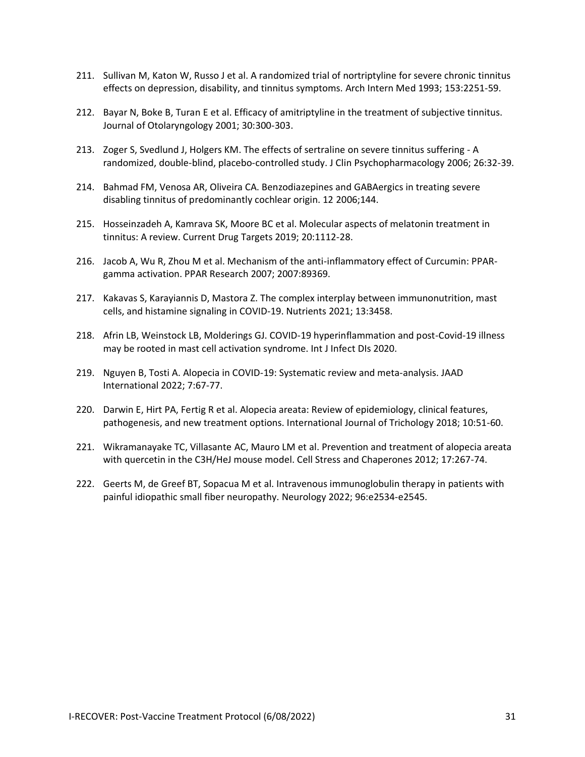211. Sullivan M, Katon W, Russo J et al. A randomized trial of nortriptyline for severe chronic tinnitus effects on depression, disability, and tinnitus symptoms. Arch Intern Med 1993; 153:2251-59.

212. Bayar N, Boke B, Turan E et al. Efficacy of amitriptyline in the treatment of subjective tinnitus. Journal of Otolaryngology 2001; 30:300-303.

213. Zoger S, Svedlund J, Holgers KM. The effects of sertraline on severe tinnitus suffering - A randomized, double-blind, placebo-controlled study. J Clin Psychopharmacology 2006; 26:32-39.

214. Bahmad FM, Venosa AR, Oliveira CA. Benzodiazepines and GABAergics in treating severe disabling tinnitus of predominantly cochlear origin. 12 2006;144.

215. Hosseinzadeh A, Kamrava SK, Moore BC et al. Molecular aspects of melatonin treatment in tinnitus: A review. Current Drug Targets 2019; 20:1112-28.

216. Jacob A, Wu R, Zhou M et al. Mechanism of the anti-inflammatory effect of Curcumin: PPAR-gamma activation. PPAR Research 2007; 2007:89369.

217. Kakavas S, Karayiannis D, Mastora Z. The complex interplay between immunonutrition, mast cells, and histamine signaling in COVID-19. Nutrients 2021; 13:3458.

218. Afrin LB, Weinstock LB, Molderings GJ. COVID-19 hyperinflammation and post-Covid-19 illness may be rooted in mast cell activation syndrome. Int J Infect DIs 2020.

219. Nguyen B, Tosti A. Alopecia in COVID-19: Systematic review and meta-analysis. JAAD International 2022; 7:67-77.

220. Darwin E, Hirt PA, Fertig R et al. Alopecia areata: Review of epidemiology, clinical features, pathogenesis, and new treatment options. International Journal of Trichology 2018; 10:51-60.

221. Wikramanayake TC, Villasante AC, Mauro LM et al. Prevention and treatment of alopecia areata with quercetin in the C3H/HeJ mouse model. Cell Stress and Chaperones 2012; 17:267-74.

222. Geerts M, de Greef BT, Sopacua M et al. Intravenous immunoglobulin therapy in patients with painful idiopathic small fiber neuropathy. Neurology 2022; 96:e2534-e2545.